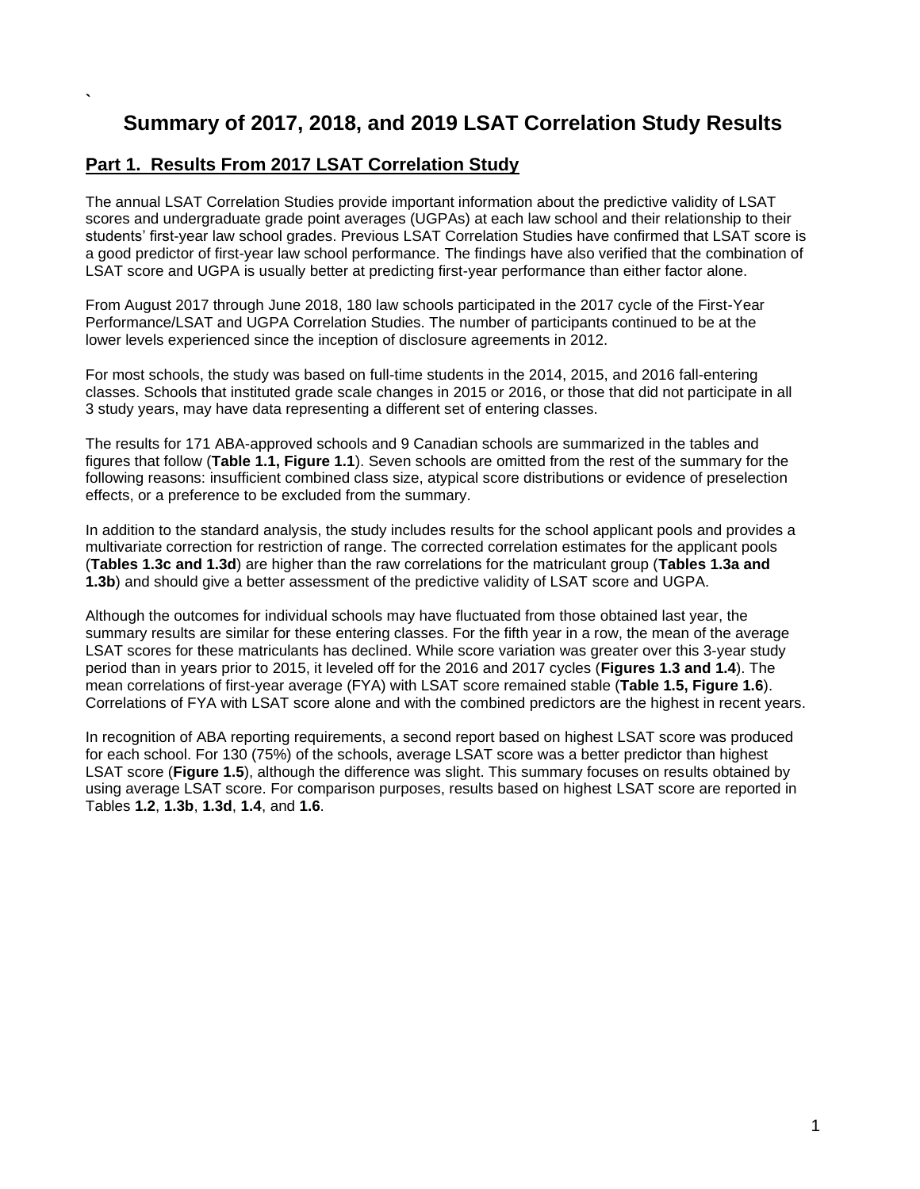# Summary of 2017, 2018, and 2019 LSAT Correlation Study Results

## Part 1. Results From 2017 LSAT Correlation Study

The annual LSAT Correlation Studies provide important information about the predictive validity of LSAT scores and undergraduate grade point averages (UGPAs) at each law school and their relationship to their students' first-year law school grades. Previous LSAT Correlation Studies have confirmed that LSAT score is a good predictor of first-year law school performance. The findings have also verified that the combination of LSAT score and UGPA is usually better at predicting first-year performance than either factor alone.

From August 2017 through June 2018, 180 law schools participated in the 2017 cycle of the First-Year Performance/LSAT and UGPA Correlation Studies. The number of participants continued to be at the lower levels experienced since the inception of disclosure agreements in 2012.

For most schools, the study was based on full-time students in the 2014, 2015, and 2016 fall-entering classes. Schools that instituted grade scale changes in 2015 or 2016, or those that did not participate in all 3 study years, may have data representing a different set of entering classes.

The results for 171 ABA-approved schools and 9 Canadian schools are summarized in the tables and figures that follow (**Table 1.1, Figure 1.1**). Seven schools are omitted from the rest of the summary for the following reasons: insufficient combined class size, atypical score distributions or evidence of preselection effects, or a preference to be excluded from the summary.

In addition to the standard analysis, the study includes results for the school applicant pools and provides a multivariate correction for restriction of range. The corrected correlation estimates for the applicant pools (**Tables 1.3c and 1.3d**) are higher than the raw correlations for the matriculant group (**Tables 1.3a and 1.3b**) and should give a better assessment of the predictive validity of LSAT score and UGPA.

Although the outcomes for individual schools may have fluctuated from those obtained last year, the summary results are similar for these entering classes. For the fifth year in a row, the mean of the average LSAT scores for these matriculants has declined. While score variation was greater over this 3-year study period than in years prior to 2015, it leveled off for the 2016 and 2017 cycles (**Figures 1.3 and 1.4**). The mean correlations of first-year average (FYA) with LSAT score remained stable (**Table 1.5, Figure 1.6**). Correlations of FYA with LSAT score alone and with the combined predictors are the highest in recent years.

In recognition of ABA reporting requirements, a second report based on highest LSAT score was produced for each school. For 130 (75%) of the schools, average LSAT score was a better predictor than highest LSAT score (**Figure 1.5**), although the difference was slight. This summary focuses on results obtained by using average LSAT score. For comparison purposes, results based on highest LSAT score are reported in Tables **1.2**, **1.3b**, **1.3d**, **1.4**, and **1.6**.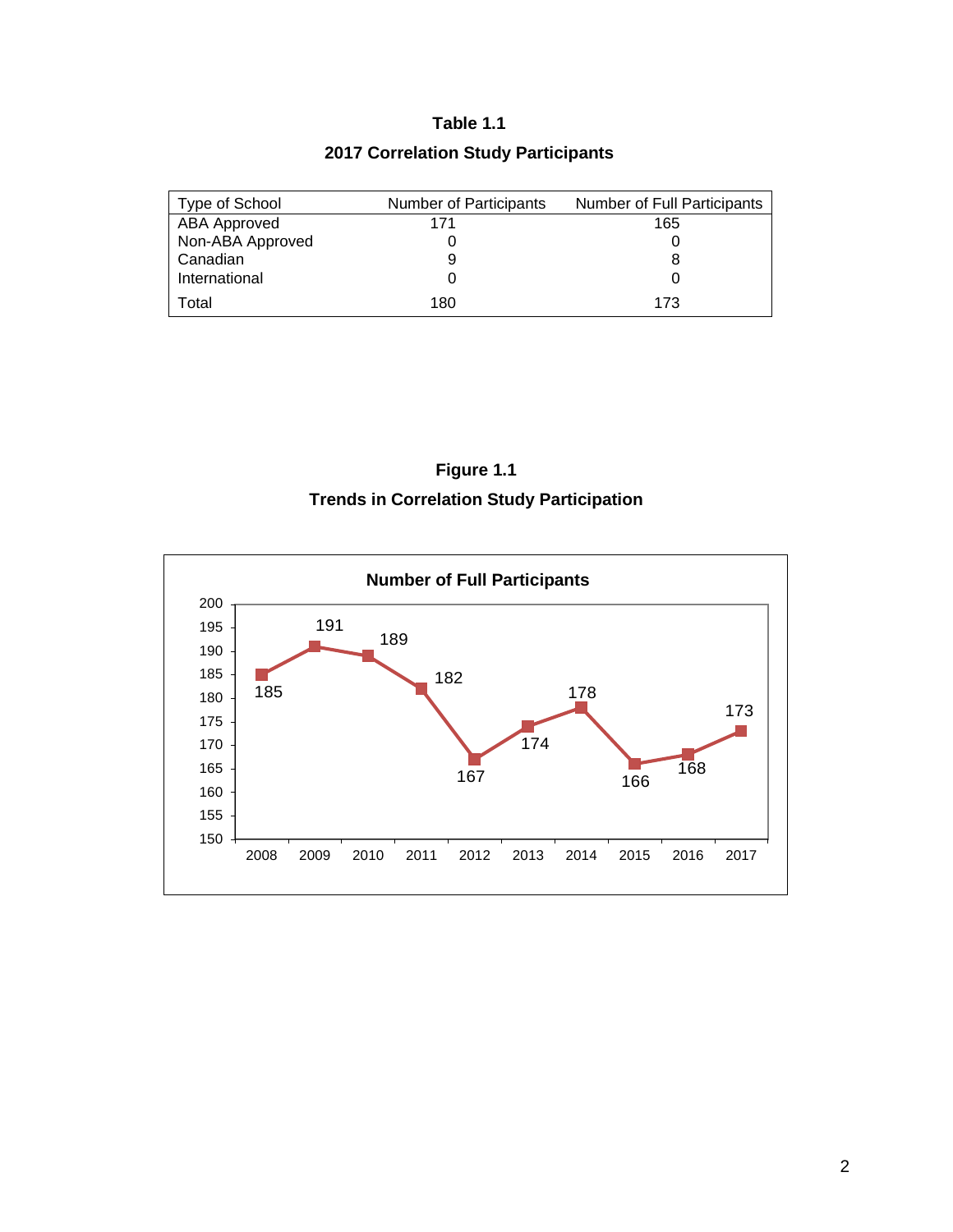**Table 1.1**

**2017 Correlation Study Participants**

| Type of School | Number of Participants | Number of Full Participants |
|---|---|---|
| ABA Approved | 171 | 165 |
| Non-ABA Approved | 0 | 0 |
| Canadian | 9 | 8 |
| International | 0 | 0 |
| Total | 180 | 173 |

**Figure 1.1**

**Trends in Correlation Study Participation**

**Number of Full Participants**

| Year | 2008 | 2009 | 2010 | 2011 | 2012 | 2013 | 2014 | 2015 | 2016 | 2017 |
|---|---|---|---|---|---|---|---|---|---|---|
| Number of Full Participants | 185 | 191 | 189 | 182 | 167 | 174 | 178 | 166 | 168 | 173 |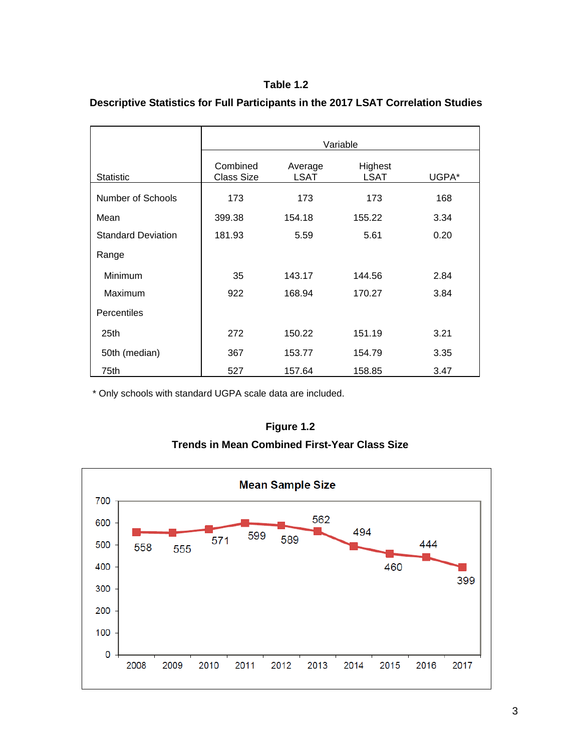**Table 1.2**

**Descriptive Statistics for Full Participants in the 2017 LSAT Correlation Studies**

| Statistic | Variable | | | |
|---|---|---|---|---|
| | Combined Class Size | Average LSAT | Highest LSAT | UGPA* |
| Number of Schools | 173 | 173 | 173 | 168 |
| Mean | 399.38 | 154.18 | 155.22 | 3.34 |
| Standard Deviation | 181.93 | 5.59 | 5.61 | 0.20 |
| Range | | | | |
| Minimum | 35 | 143.17 | 144.56 | 2.84 |
| Maximum | 922 | 168.94 | 170.27 | 3.84 |
| Percentiles | | | | |
| 25th | 272 | 150.22 | 151.19 | 3.21 |
| 50th (median) | 367 | 153.77 | 154.79 | 3.35 |
| 75th | 527 | 157.64 | 158.85 | 3.47 |

* Only schools with standard UGPA scale data are included.

**Figure 1.2**

**Trends in Mean Combined First-Year Class Size**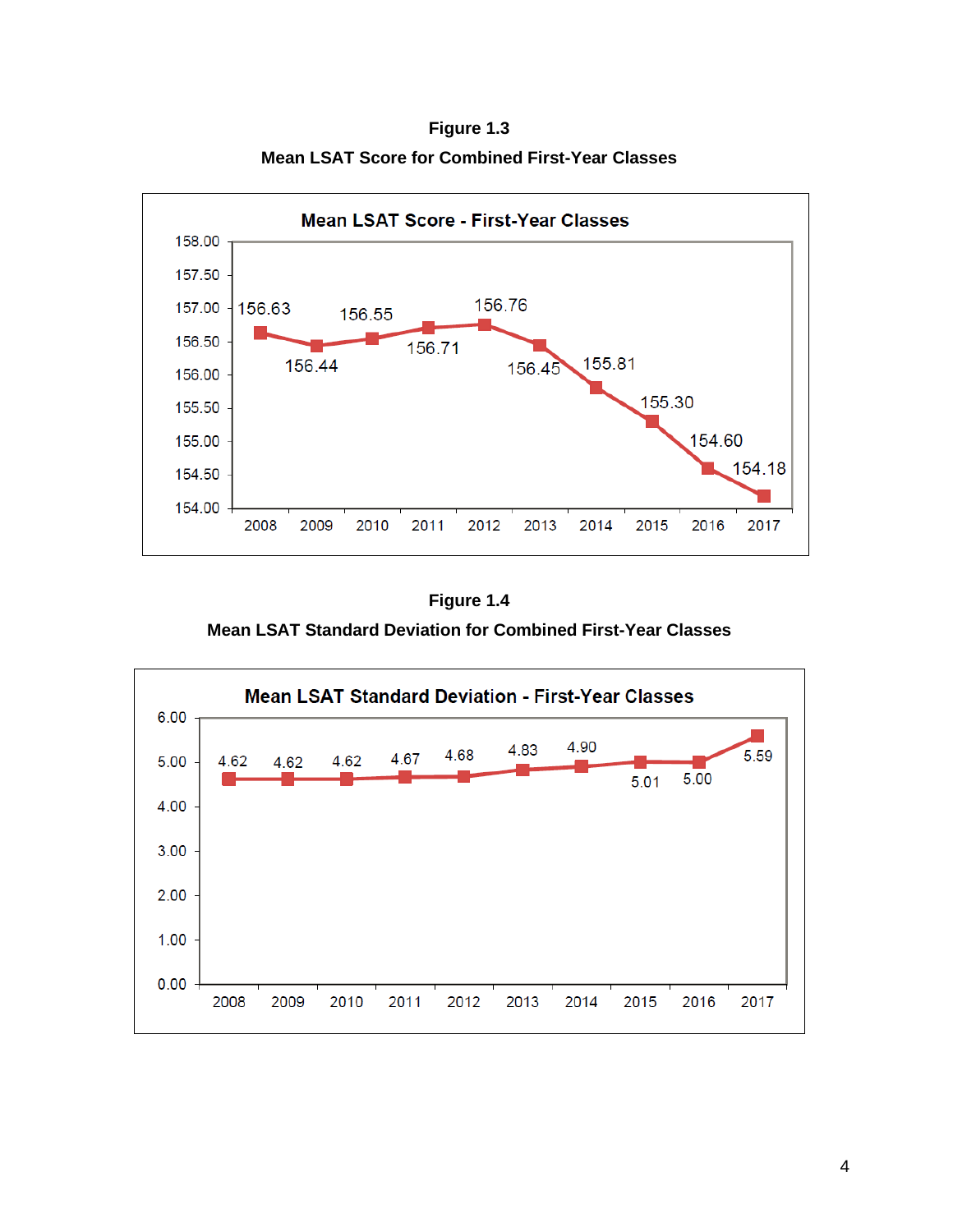**Figure 1.3**

**Mean LSAT Score for Combined First-Year Classes**

| Year | Mean LSAT Score |
|---|---|
| 2008 | 156.63 |
| 2009 | 156.44 |
| 2010 | 156.55 |
| 2011 | 156.71 |
| 2012 | 156.76 |
| 2013 | 156.45 |
| 2014 | 155.81 |
| 2015 | 155.30 |
| 2016 | 154.60 |
| 2017 | 154.18 |

**Figure 1.4**

**Mean LSAT Standard Deviation for Combined First-Year Classes**

| Year | Mean LSAT Standard Deviation |
|---|---|
| 2008 | 4.62 |
| 2009 | 4.62 |
| 2010 | 4.62 |
| 2011 | 4.67 |
| 2012 | 4.68 |
| 2013 | 4.83 |
| 2014 | 4.90 |
| 2015 | 5.01 |
| 2016 | 5.00 |
| 2017 | 5.59 |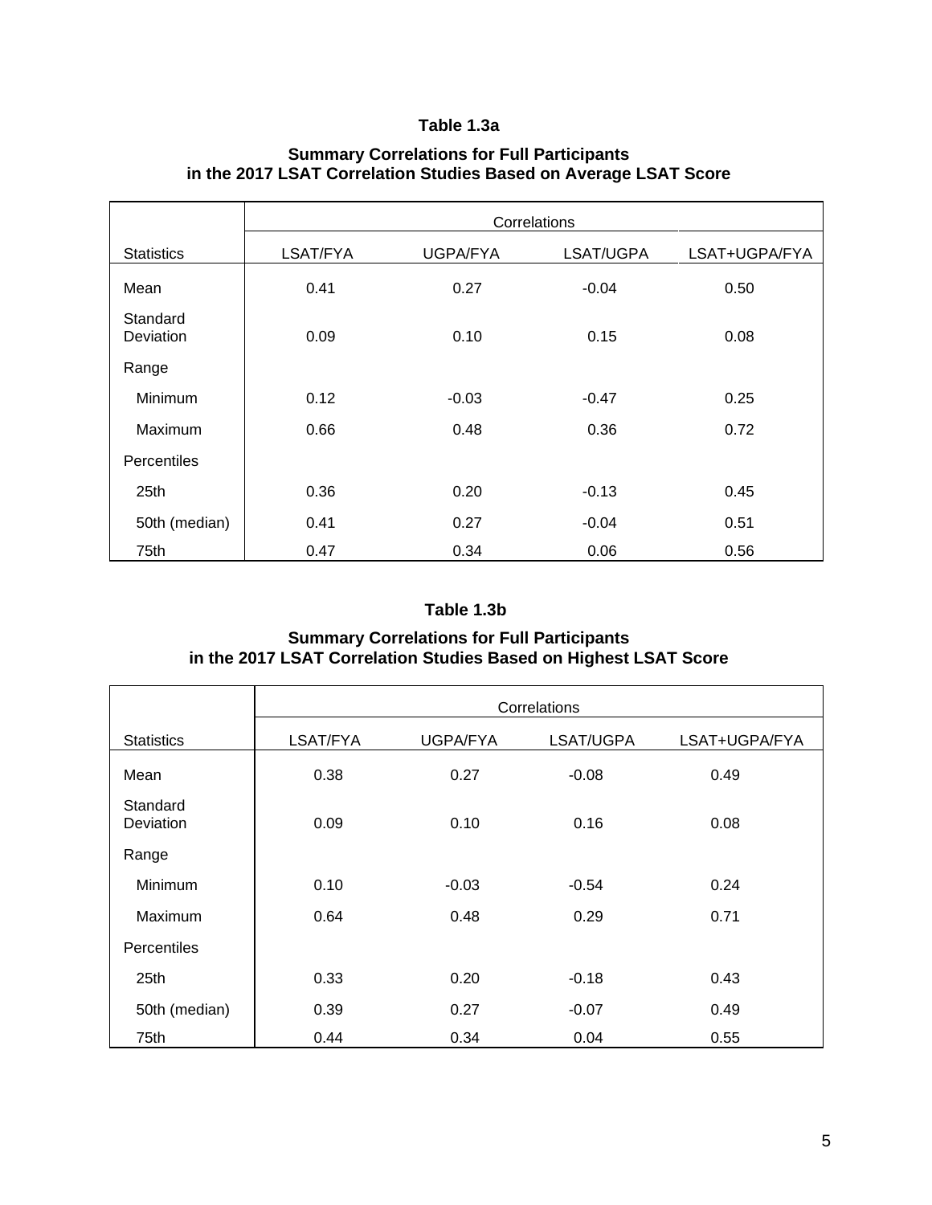**Table 1.3a**

**Summary Correlations for Full Participants in the 2017 LSAT Correlation Studies Based on Average LSAT Score**

| | Correlations | | | |
|---|---|---|---|---|
| Statistics | LSAT/FYA | UGPA/FYA | LSAT/UGPA | LSAT+UGPA/FYA |
| Mean | 0.41 | 0.27 | -0.04 | 0.50 |
| Standard Deviation | 0.09 | 0.10 | 0.15 | 0.08 |
| Range | | | | |
| Minimum | 0.12 | -0.03 | -0.47 | 0.25 |
| Maximum | 0.66 | 0.48 | 0.36 | 0.72 |
| Percentiles | | | | |
| 25th | 0.36 | 0.20 | -0.13 | 0.45 |
| 50th (median) | 0.41 | 0.27 | -0.04 | 0.51 |
| 75th | 0.47 | 0.34 | 0.06 | 0.56 |

**Table 1.3b**

**Summary Correlations for Full Participants in the 2017 LSAT Correlation Studies Based on Highest LSAT Score**

| | Correlations | | | |
|---|---|---|---|---|
| Statistics | LSAT/FYA | UGPA/FYA | LSAT/UGPA | LSAT+UGPA/FYA |
| Mean | 0.38 | 0.27 | -0.08 | 0.49 |
| Standard Deviation | 0.09 | 0.10 | 0.16 | 0.08 |
| Range | | | | |
| Minimum | 0.10 | -0.03 | -0.54 | 0.24 |
| Maximum | 0.64 | 0.48 | 0.29 | 0.71 |
| Percentiles | | | | |
| 25th | 0.33 | 0.20 | -0.18 | 0.43 |
| 50th (median) | 0.39 | 0.27 | -0.07 | 0.49 |
| 75th | 0.44 | 0.34 | 0.04 | 0.55 |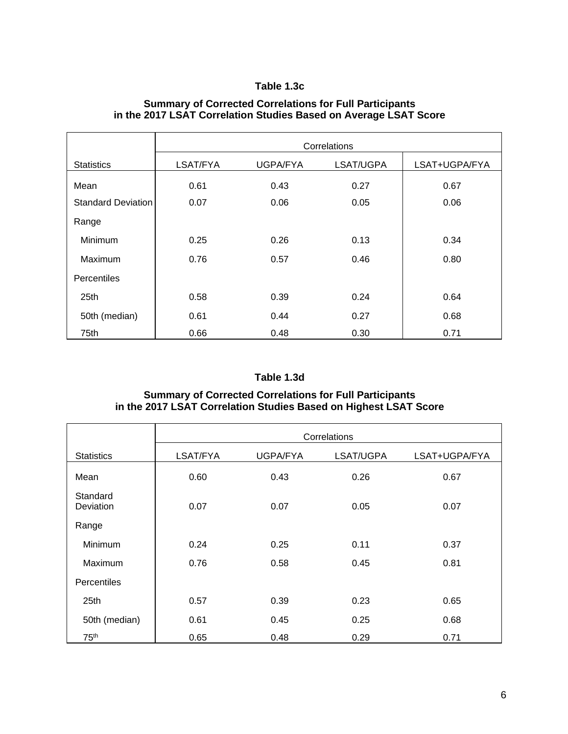### Table 1.3c

**Summary of Corrected Correlations for Full Participants in the 2017 LSAT Correlation Studies Based on Average LSAT Score**

| | Correlations | | | |
|---|---|---|---|---|
| Statistics | LSAT/FYA | UGPA/FYA | LSAT/UGPA | LSAT+UGPA/FYA |
| Mean | 0.61 | 0.43 | 0.27 | 0.67 |
| Standard Deviation | 0.07 | 0.06 | 0.05 | 0.06 |
| Range | | | | |
| Minimum | 0.25 | 0.26 | 0.13 | 0.34 |
| Maximum | 0.76 | 0.57 | 0.46 | 0.80 |
| Percentiles | | | | |
| 25th | 0.58 | 0.39 | 0.24 | 0.64 |
| 50th (median) | 0.61 | 0.44 | 0.27 | 0.68 |
| 75th | 0.66 | 0.48 | 0.30 | 0.71 |

### Table 1.3d

**Summary of Corrected Correlations for Full Participants in the 2017 LSAT Correlation Studies Based on Highest LSAT Score**

| | Correlations | | | |
|---|---|---|---|---|
| Statistics | LSAT/FYA | UGPA/FYA | LSAT/UGPA | LSAT+UGPA/FYA |
| Mean | 0.60 | 0.43 | 0.26 | 0.67 |
| Standard Deviation | 0.07 | 0.07 | 0.05 | 0.07 |
| Range | | | | |
| Minimum | 0.24 | 0.25 | 0.11 | 0.37 |
| Maximum | 0.76 | 0.58 | 0.45 | 0.81 |
| Percentiles | | | | |
| 25th | 0.57 | 0.39 | 0.23 | 0.65 |
| 50th (median) | 0.61 | 0.45 | 0.25 | 0.68 |
| 75th | 0.65 | 0.48 | 0.29 | 0.71 |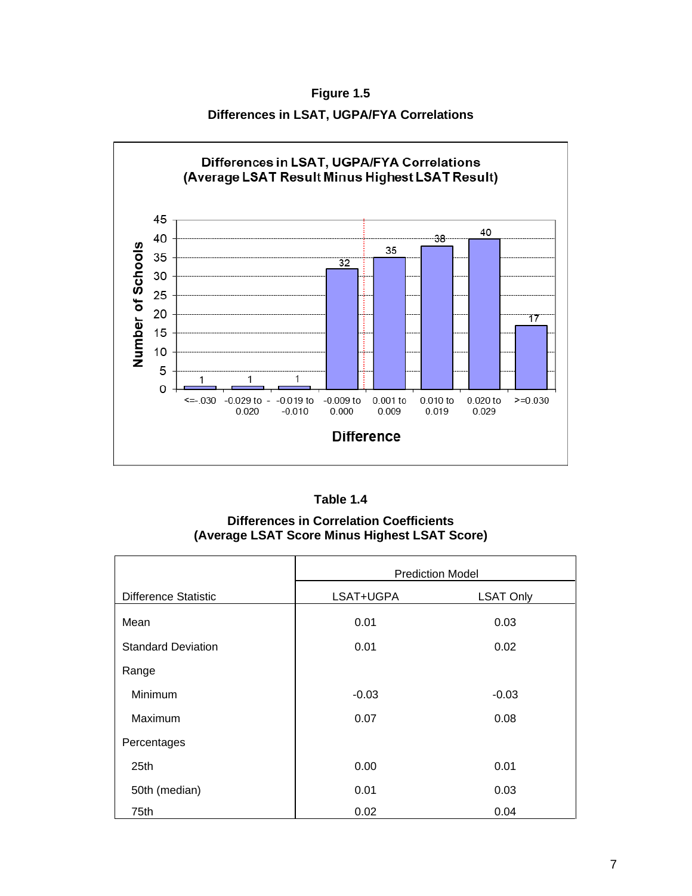**Figure 1.5**

**Differences in LSAT, UGPA/FYA Correlations**

**Differences in LSAT, UGPA/FYA Correlations (Average LSAT Result Minus Highest LSAT Result)**

| Difference | Number of Schools |
|---|---|
| <=-.030 | 1 |
| -0.029 to -0.020 | 1 |
| -0.019 to -0.010 | 1 |
| -0.009 to 0.000 | 32 |
| 0.001 to 0.009 | 35 |
| 0.010 to 0.019 | 38 |
| 0.020 to 0.029 | 40 |
| >=0.030 | 17 |

**Table 1.4**

**Differences in Correlation Coefficients (Average LSAT Score Minus Highest LSAT Score)**

| | Prediction Model | |
|---|---|---|
| Difference Statistic | LSAT+UGPA | LSAT Only |
| Mean | 0.01 | 0.03 |
| Standard Deviation | 0.01 | 0.02 |
| Range | | |
| Minimum | -0.03 | -0.03 |
| Maximum | 0.07 | 0.08 |
| Percentages | | |
| 25th | 0.00 | 0.01 |
| 50th (median) | 0.01 | 0.03 |
| 75th | 0.02 | 0.04 |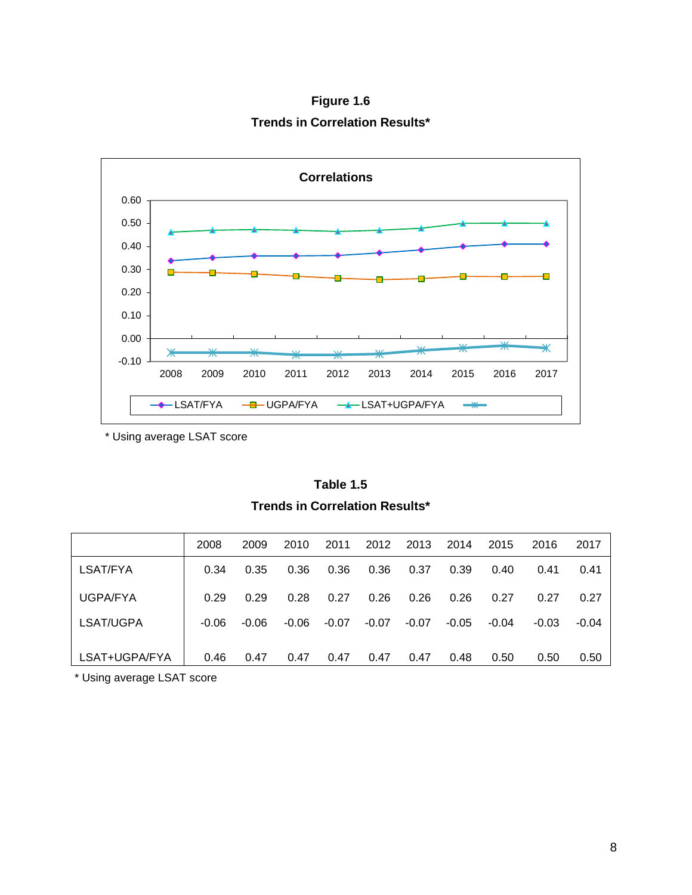**Figure 1.6**

**Trends in Correlation Results***

\* Using average LSAT score

**Table 1.5**

**Trends in Correlation Results***

| | 2008 | 2009 | 2010 | 2011 | 2012 | 2013 | 2014 | 2015 | 2016 | 2017 |
|---|---|---|---|---|---|---|---|---|---|---|
| LSAT/FYA | 0.34 | 0.35 | 0.36 | 0.36 | 0.36 | 0.37 | 0.39 | 0.40 | 0.41 | 0.41 |
| UGPA/FYA | 0.29 | 0.29 | 0.28 | 0.27 | 0.26 | 0.26 | 0.26 | 0.27 | 0.27 | 0.27 |
| LSAT/UGPA | -0.06 | -0.06 | -0.06 | -0.07 | -0.07 | -0.07 | -0.05 | -0.04 | -0.03 | -0.04 |
| LSAT+UGPA/FYA | 0.46 | 0.47 | 0.47 | 0.47 | 0.47 | 0.47 | 0.48 | 0.50 | 0.50 | 0.50 |

\* Using average LSAT score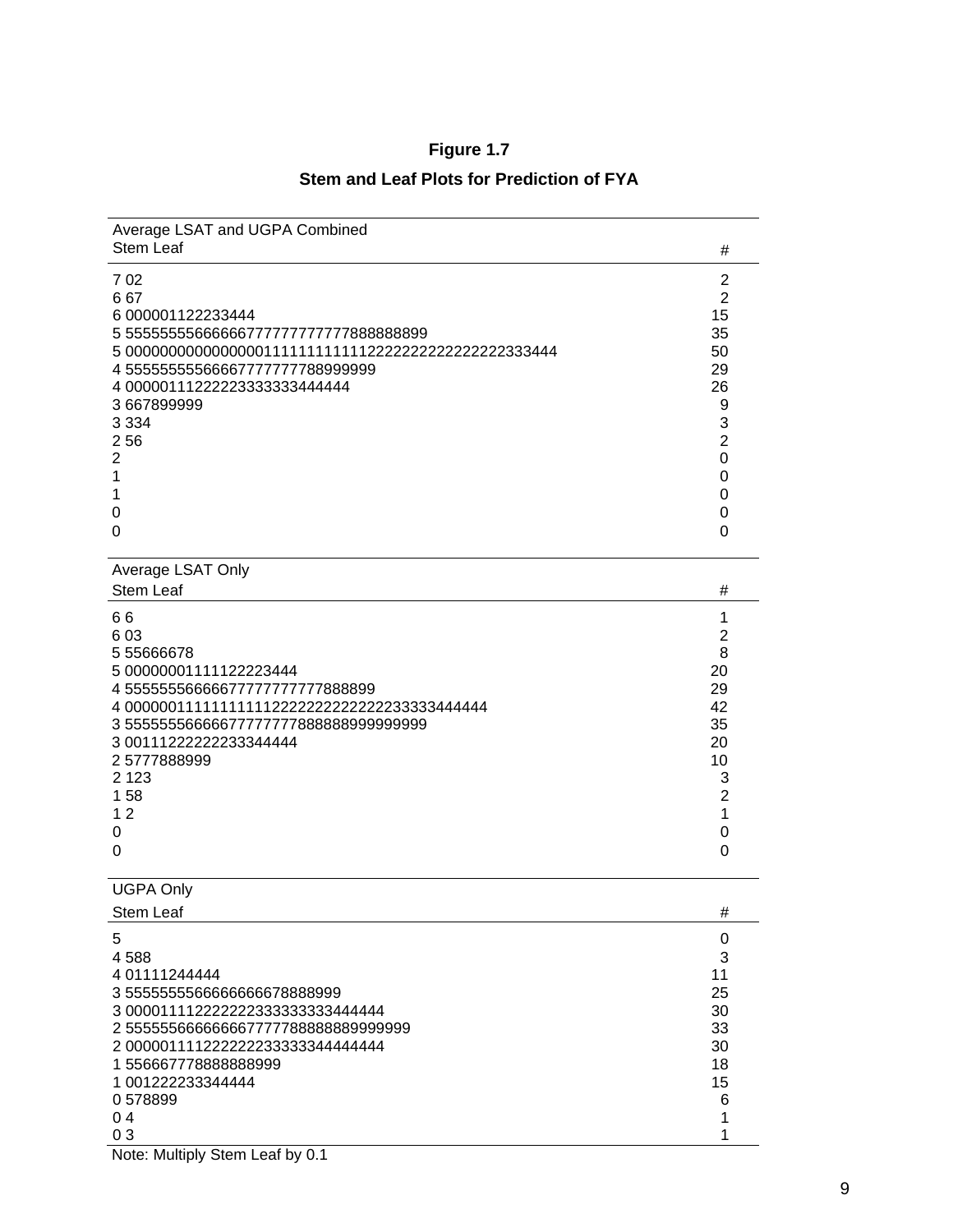**Figure 1.7**

**Stem and Leaf Plots for Prediction of FYA**

| Average LSAT and UGPA Combined Stem Leaf | # |
|---|---|
| 7 02 | 2 |
| 6 67 | 2 |
| 6 000001122233444 | 15 |
| 5 55555555666666777777777777888888899 | 35 |
| 5 00000000000000001111111111122222222222222222333444 | 50 |
| 4 55555555566667777777788999999 | 29 |
| 4 00000111222223333333444444 | 26 |
| 3 667899999 | 9 |
| 3 334 | 3 |
| 2 56 | 2 |
| 2 | 0 |
| 1 | 0 |
| 1 | 0 |
| 0 | 0 |
| 0 | 0 |

| Average LSAT Only Stem Leaf | # |
|---|---|
| 6 6 | 1 |
| 6 03 | 2 |
| 5 55666678 | 8 |
| 5 00000001111122223444 | 20 |
| 4 55555556666677777777777888899 | 29 |
| 4 000000111111111112222222222222223333444444 | 42 |
| 3 55555556666677777777888888999999999 | 35 |
| 3 00111222222233344444 | 20 |
| 2 5777888999 | 10 |
| 2 123 | 3 |
| 1 58 | 2 |
| 1 2 | 1 |
| 0 | 0 |
| 0 | 0 |

| UGPA Only Stem Leaf | # |
|---|---|
| 5 | 0 |
| 4 588 | 3 |
| 4 01111244444 | 11 |
| 3 5555555566666666678888999 | 25 |
| 3 000011112222222333333333444444 | 30 |
| 2 555555666666667777788888889999999 | 33 |
| 2 000001111222222233333344444444 | 30 |
| 1 556667778888888999 | 18 |
| 1 001222233344444 | 15 |
| 0 578899 | 6 |
| 0 4 | 1 |
| 0 3 | 1 |

Note: Multiply Stem Leaf by 0.1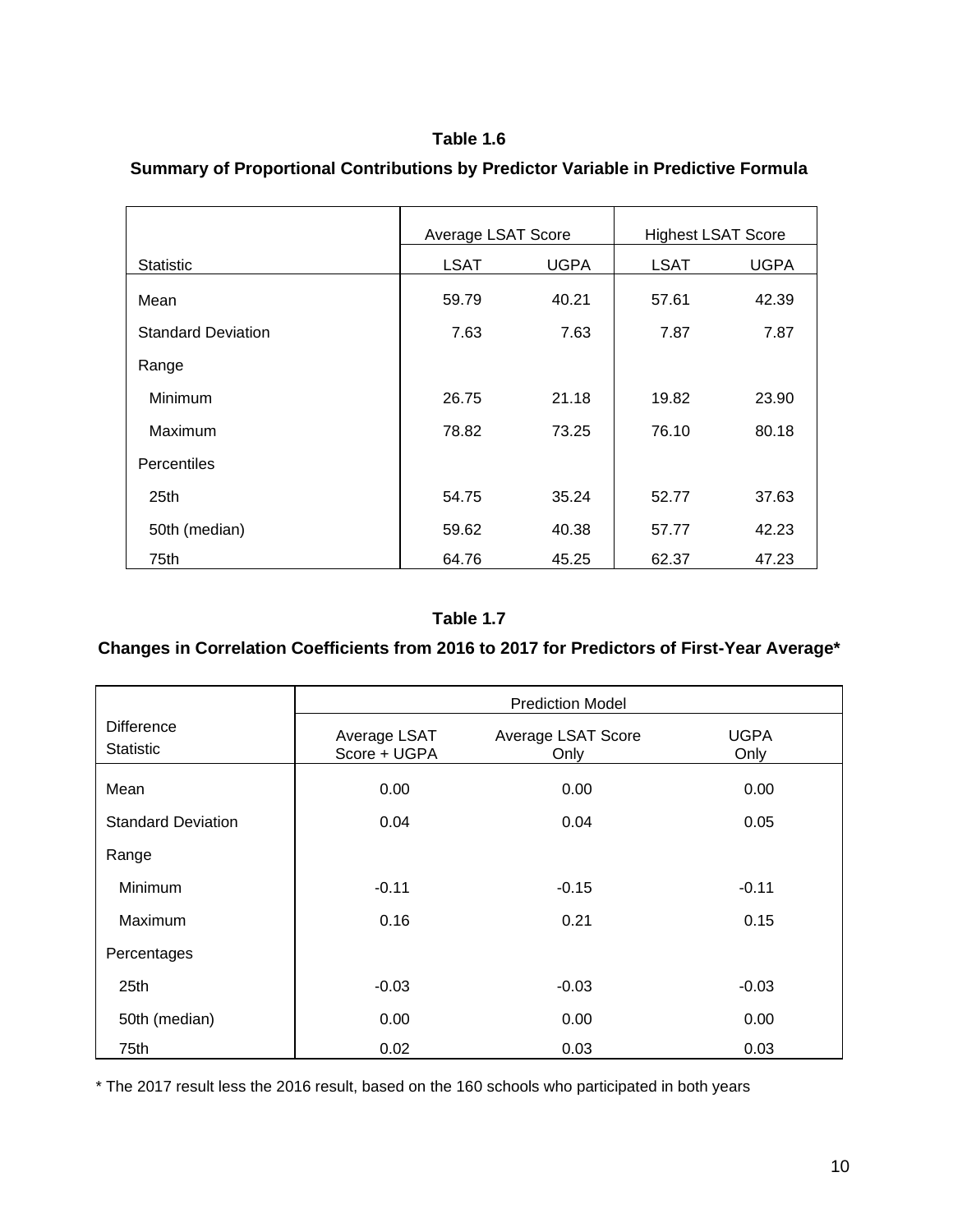**Table 1.6**

**Summary of Proportional Contributions by Predictor Variable in Predictive Formula**

| Statistic | Average LSAT Score | | Highest LSAT Score | |
|---|---|---|---|---|
| | LSAT | UGPA | LSAT | UGPA |
| Mean | 59.79 | 40.21 | 57.61 | 42.39 |
| Standard Deviation | 7.63 | 7.63 | 7.87 | 7.87 |
| Range | | | | |
| Minimum | 26.75 | 21.18 | 19.82 | 23.90 |
| Maximum | 78.82 | 73.25 | 76.10 | 80.18 |
| Percentiles | | | | |
| 25th | 54.75 | 35.24 | 52.77 | 37.63 |
| 50th (median) | 59.62 | 40.38 | 57.77 | 42.23 |
| 75th | 64.76 | 45.25 | 62.37 | 47.23 |

**Table 1.7**

**Changes in Correlation Coefficients from 2016 to 2017 for Predictors of First-Year Average***

| Difference Statistic | Prediction Model | | |
|---|---|---|---|
| | Average LSAT Score + UGPA | Average LSAT Score Only | UGPA Only |
| Mean | 0.00 | 0.00 | 0.00 |
| Standard Deviation | 0.04 | 0.04 | 0.05 |
| Range | | | |
| Minimum | -0.11 | -0.15 | -0.11 |
| Maximum | 0.16 | 0.21 | 0.15 |
| Percentages | | | |
| 25th | -0.03 | -0.03 | -0.03 |
| 50th (median) | 0.00 | 0.00 | 0.00 |
| 75th | 0.02 | 0.03 | 0.03 |

* The 2017 result less the 2016 result, based on the 160 schools who participated in both years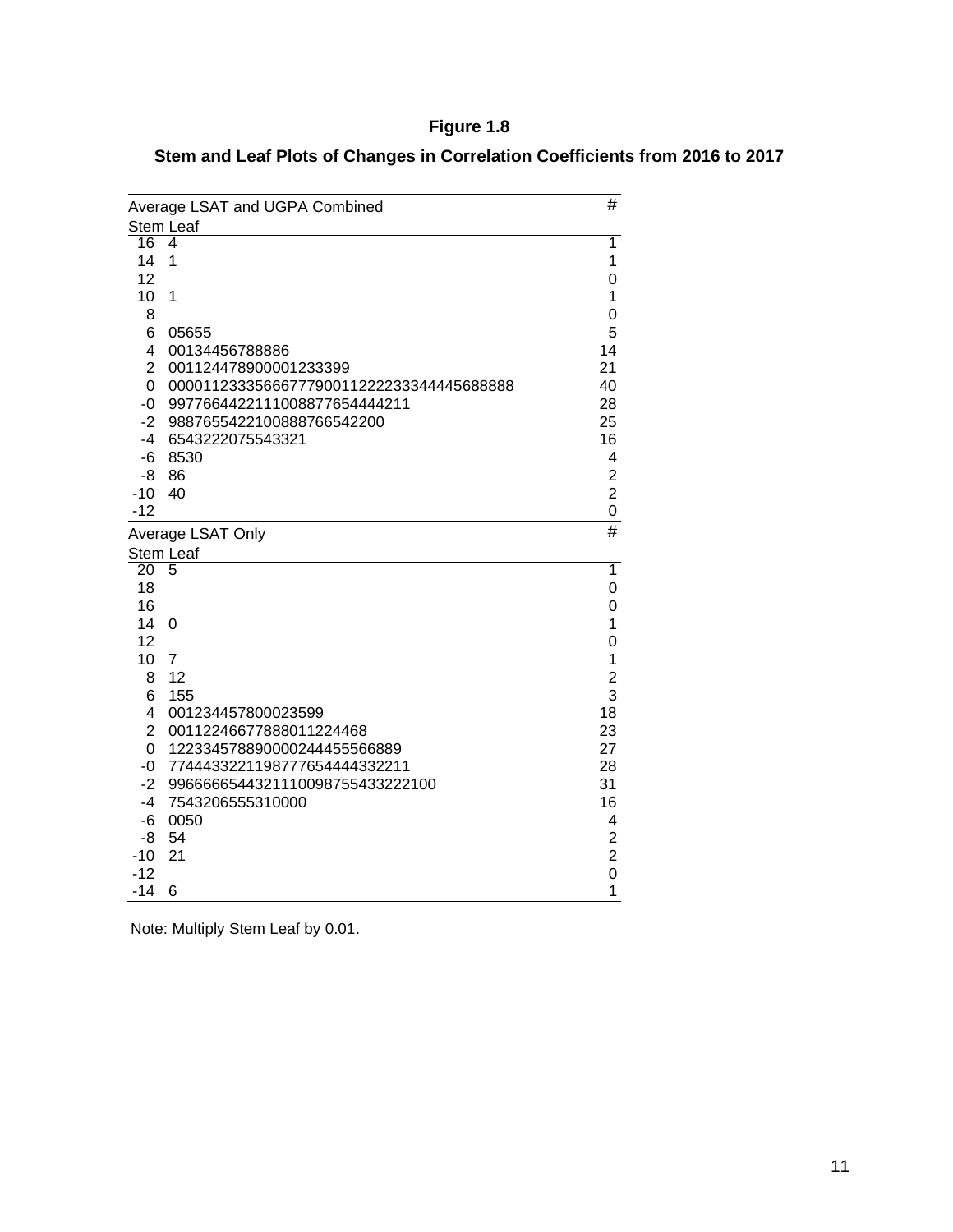**Figure 1.8**

**Stem and Leaf Plots of Changes in Correlation Coefficients from 2016 to 2017**

| Average LSAT and UGPA Combined | | # |
|---|---|---|
| Stem | Leaf | |
| 16 | 4 | 1 |
| 14 | 1 | 1 |
| 12 | | 0 |
| 10 | 1 | 1 |
| 8 | | 0 |
| 6 | 05655 | 5 |
| 4 | 00134456788886 | 14 |
| 2 | 001124478900001233399 | 21 |
| 0 | 0000112333566677790011222233344445688888 | 40 |
| -0 | 9977664422111008877654444211 | 28 |
| -2 | 9887655422100888766542200 | 25 |
| -4 | 6543222075543321 | 16 |
| -6 | 8530 | 4 |
| -8 | 86 | 2 |
| -10 | 40 | 2 |
| -12 | | 0 |

| Average LSAT Only | | # |
|---|---|---|
| Stem | Leaf | |
| 20 | 5 | 1 |
| 18 | | 0 |
| 16 | | 0 |
| 14 | 0 | 1 |
| 12 | | 0 |
| 10 | 7 | 1 |
| 8 | 12 | 2 |
| 6 | 155 | 3 |
| 4 | 001234457800023599 | 18 |
| 2 | 00112246677888011224468 | 23 |
| 0 | 122334578890000244455566889 | 27 |
| -0 | 7744433221198777654444332211 | 28 |
| -2 | 9966666544321110098755433222100 | 31 |
| -4 | 7543206555310000 | 16 |
| -6 | 0050 | 4 |
| -8 | 54 | 2 |
| -10 | 21 | 2 |
| -12 | | 0 |
| -14 | 6 | 1 |

Note: Multiply Stem Leaf by 0.01.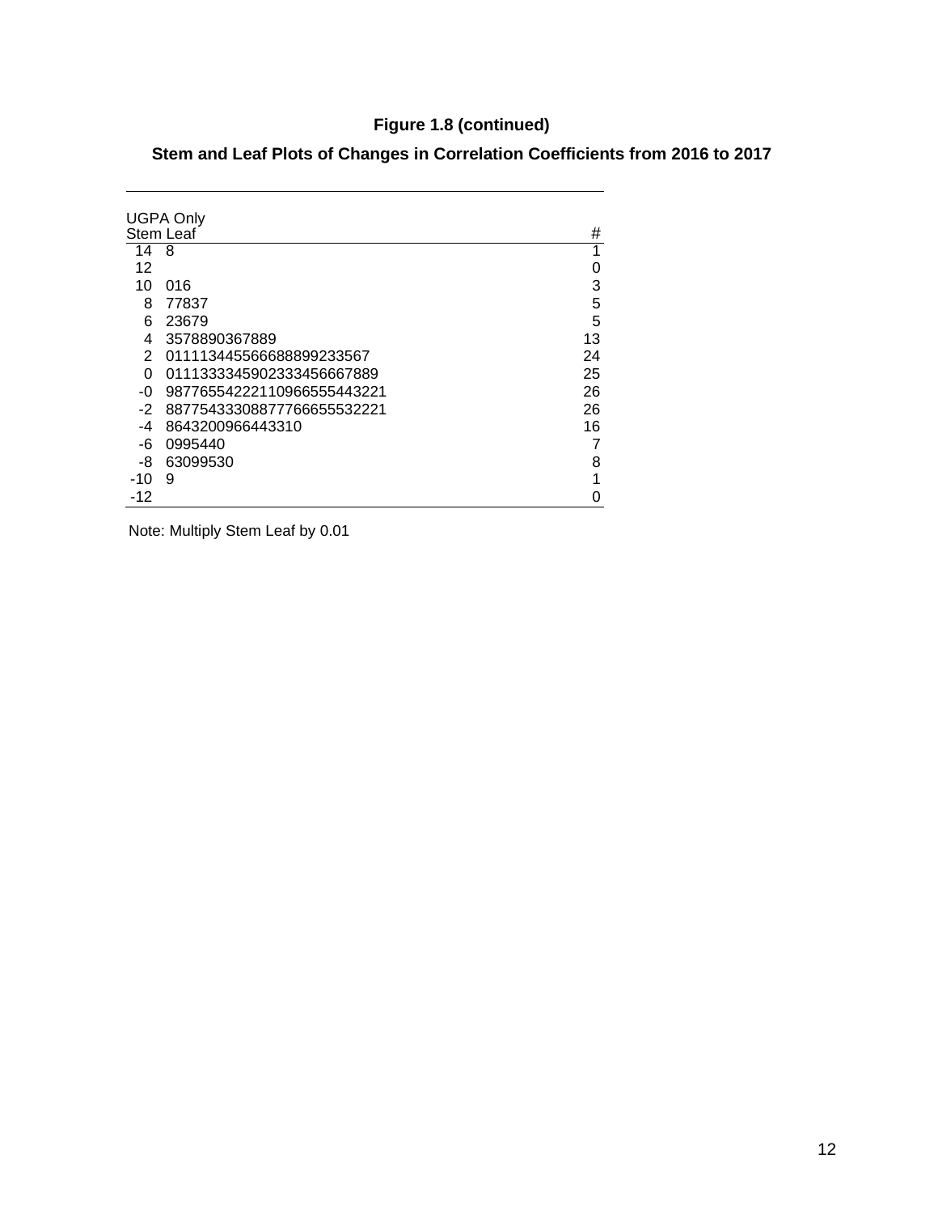**Figure 1.8 (continued)**

**Stem and Leaf Plots of Changes in Correlation Coefficients from 2016 to 2017**

UGPA Only

| Stem | Leaf | # |
|---|---|---|
| 14 | 8 | 1 |
| 12 | | 0 |
| 10 | 016 | 3 |
| 8 | 77837 | 5 |
| 6 | 23679 | 5 |
| 4 | 3578890367889 | 13 |
| 2 | 011113445566688899233567 | 24 |
| 0 | 0111333345902333456667889 | 25 |
| -0 | 98776554222110966555443221 | 26 |
| -2 | 88775433308877766655532221 | 26 |
| -4 | 8643200966443310 | 16 |
| -6 | 0995440 | 7 |
| -8 | 63099530 | 8 |
| -10 | 9 | 1 |
| -12 | | 0 |

Note: Multiply Stem Leaf by 0.01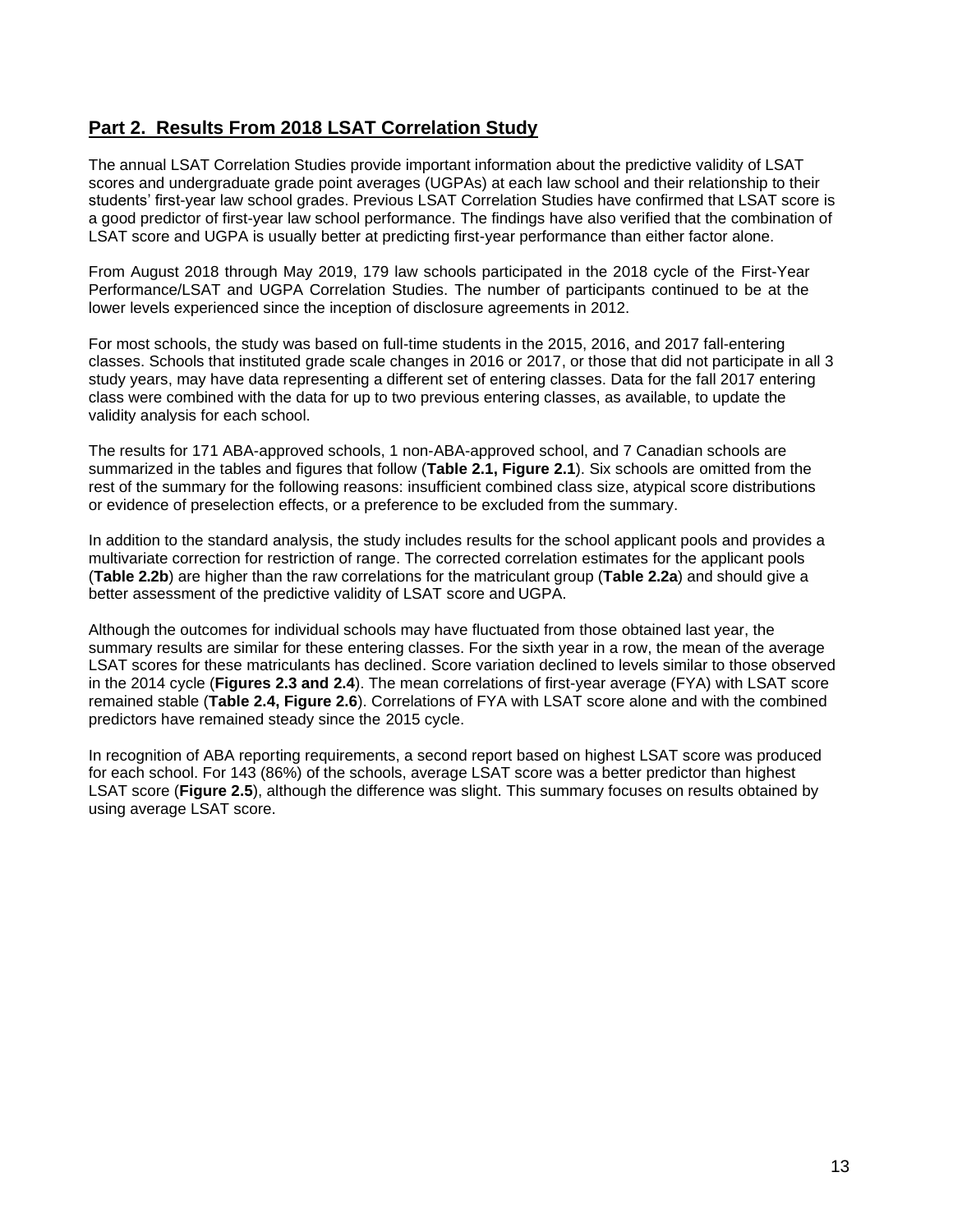## **Part 2. Results From 2018 LSAT Correlation Study**

The annual LSAT Correlation Studies provide important information about the predictive validity of LSAT scores and undergraduate grade point averages (UGPAs) at each law school and their relationship to their students' first-year law school grades. Previous LSAT Correlation Studies have confirmed that LSAT score is a good predictor of first-year law school performance. The findings have also verified that the combination of LSAT score and UGPA is usually better at predicting first-year performance than either factor alone.

From August 2018 through May 2019, 179 law schools participated in the 2018 cycle of the First-Year Performance/LSAT and UGPA Correlation Studies. The number of participants continued to be at the lower levels experienced since the inception of disclosure agreements in 2012.

For most schools, the study was based on full-time students in the 2015, 2016, and 2017 fall-entering classes. Schools that instituted grade scale changes in 2016 or 2017, or those that did not participate in all 3 study years, may have data representing a different set of entering classes. Data for the fall 2017 entering class were combined with the data for up to two previous entering classes, as available, to update the validity analysis for each school.

The results for 171 ABA-approved schools, 1 non-ABA-approved school, and 7 Canadian schools are summarized in the tables and figures that follow (**Table 2.1, Figure 2.1**). Six schools are omitted from the rest of the summary for the following reasons: insufficient combined class size, atypical score distributions or evidence of preselection effects, or a preference to be excluded from the summary.

In addition to the standard analysis, the study includes results for the school applicant pools and provides a multivariate correction for restriction of range. The corrected correlation estimates for the applicant pools (**Table 2.2b**) are higher than the raw correlations for the matriculant group (**Table 2.2a**) and should give a better assessment of the predictive validity of LSAT score and UGPA.

Although the outcomes for individual schools may have fluctuated from those obtained last year, the summary results are similar for these entering classes. For the sixth year in a row, the mean of the average LSAT scores for these matriculants has declined. Score variation declined to levels similar to those observed in the 2014 cycle (**Figures 2.3 and 2.4**). The mean correlations of first-year average (FYA) with LSAT score remained stable (**Table 2.4, Figure 2.6**). Correlations of FYA with LSAT score alone and with the combined predictors have remained steady since the 2015 cycle.

In recognition of ABA reporting requirements, a second report based on highest LSAT score was produced for each school. For 143 (86%) of the schools, average LSAT score was a better predictor than highest LSAT score (**Figure 2.5**), although the difference was slight. This summary focuses on results obtained by using average LSAT score.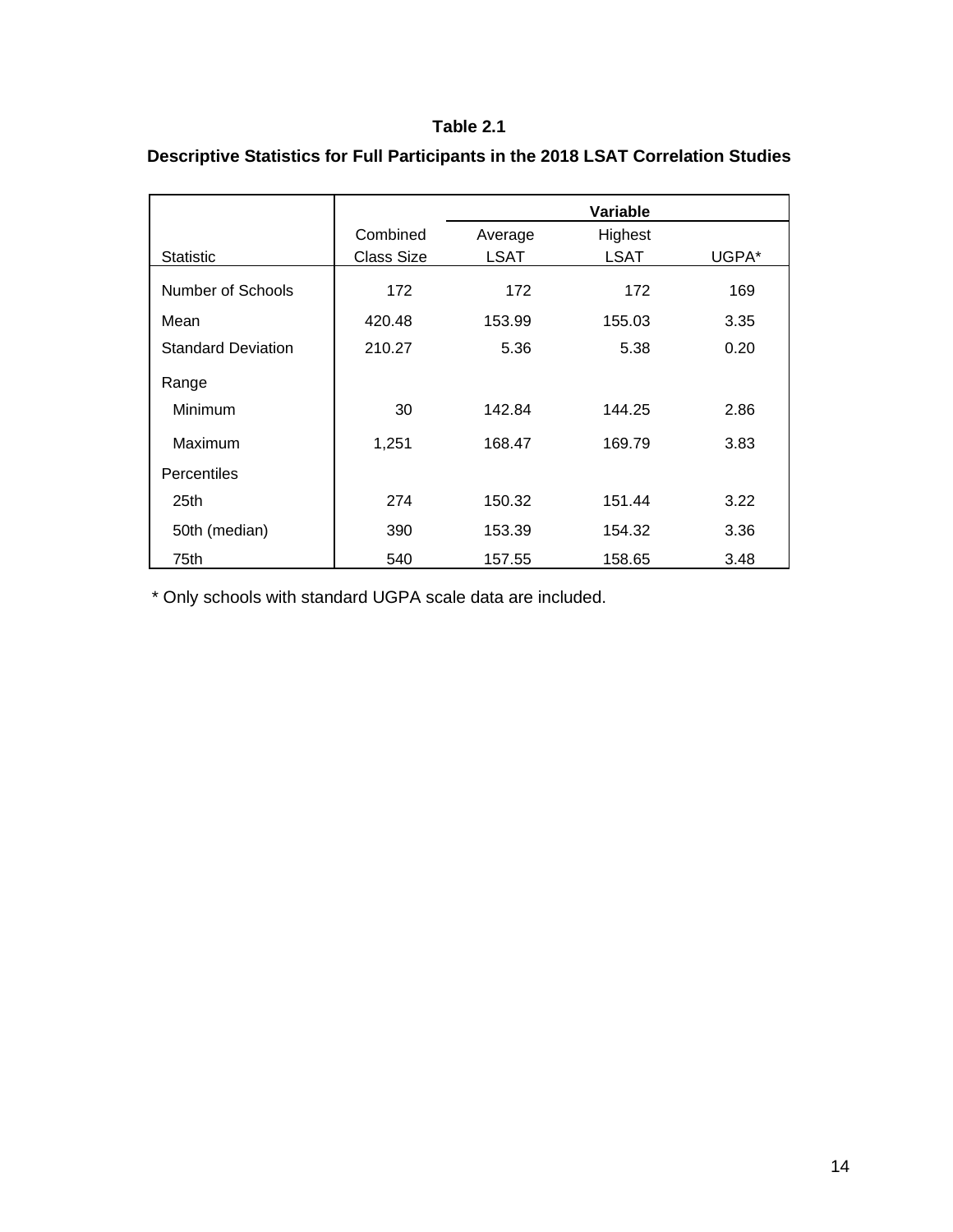**Table 2.1**

**Descriptive Statistics for Full Participants in the 2018 LSAT Correlation Studies**

| Statistic | Combined Class Size | Variable | | |
|---|---|---|---|---|
| | | Average LSAT | Highest LSAT | UGPA* |
| Number of Schools | 172 | 172 | 172 | 169 |
| Mean | 420.48 | 153.99 | 155.03 | 3.35 |
| Standard Deviation | 210.27 | 5.36 | 5.38 | 0.20 |
| Range | | | | |
| Minimum | 30 | 142.84 | 144.25 | 2.86 |
| Maximum | 1,251 | 168.47 | 169.79 | 3.83 |
| Percentiles | | | | |
| 25th | 274 | 150.32 | 151.44 | 3.22 |
| 50th (median) | 390 | 153.39 | 154.32 | 3.36 |
| 75th | 540 | 157.55 | 158.65 | 3.48 |

* Only schools with standard UGPA scale data are included.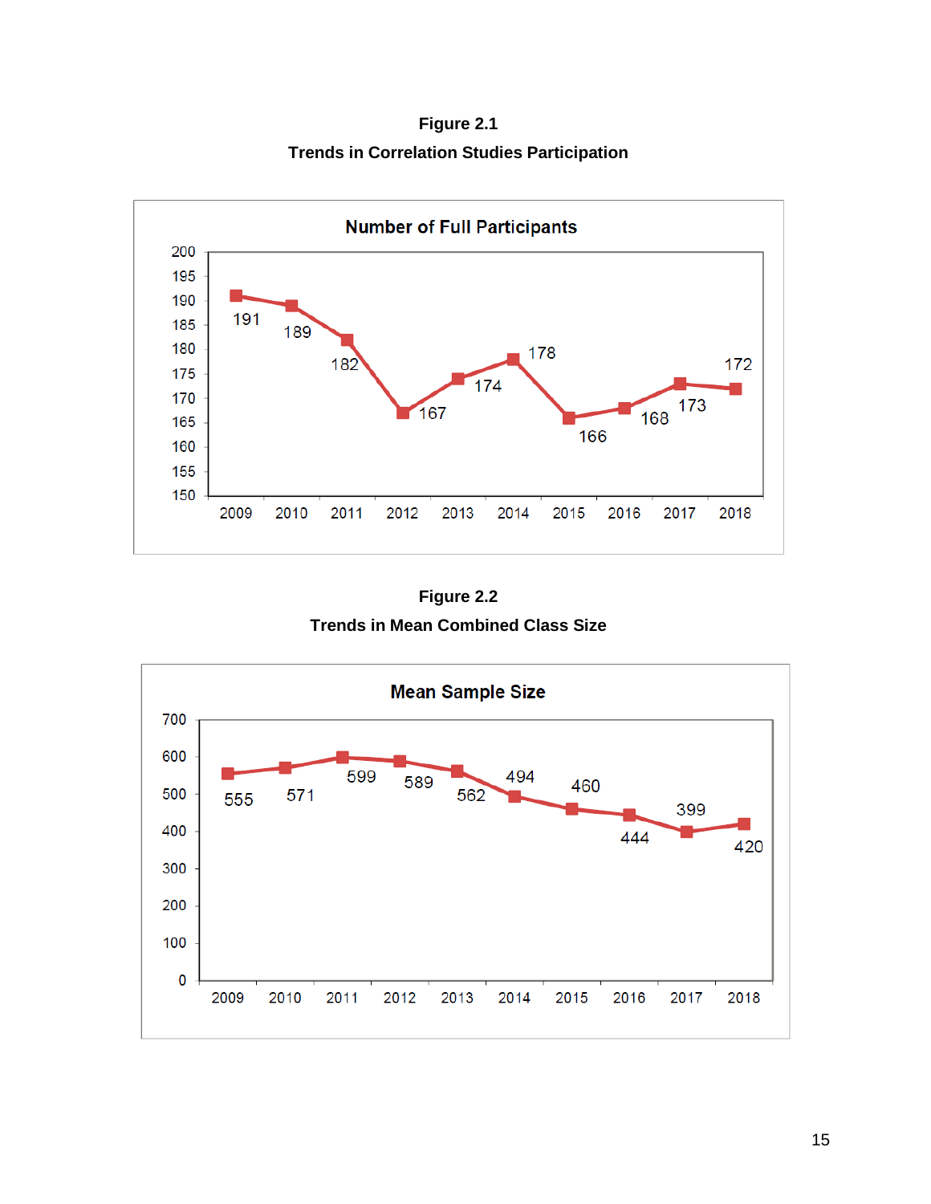**Figure 2.1**

**Trends in Correlation Studies Participation**

**Number of Full Participants**

| Year | 2009 | 2010 | 2011 | 2012 | 2013 | 2014 | 2015 | 2016 | 2017 | 2018 |
|---|---|---|---|---|---|---|---|---|---|---|
| Full Participants | 191 | 189 | 182 | 167 | 174 | 178 | 166 | 168 | 173 | 172 |

**Figure 2.2**

**Trends in Mean Combined Class Size**

**Mean Sample Size**

| Year | 2009 | 2010 | 2011 | 2012 | 2013 | 2014 | 2015 | 2016 | 2017 | 2018 |
|---|---|---|---|---|---|---|---|---|---|---|
| Mean Sample Size | 555 | 571 | 599 | 589 | 562 | 494 | 460 | 444 | 399 | 420 |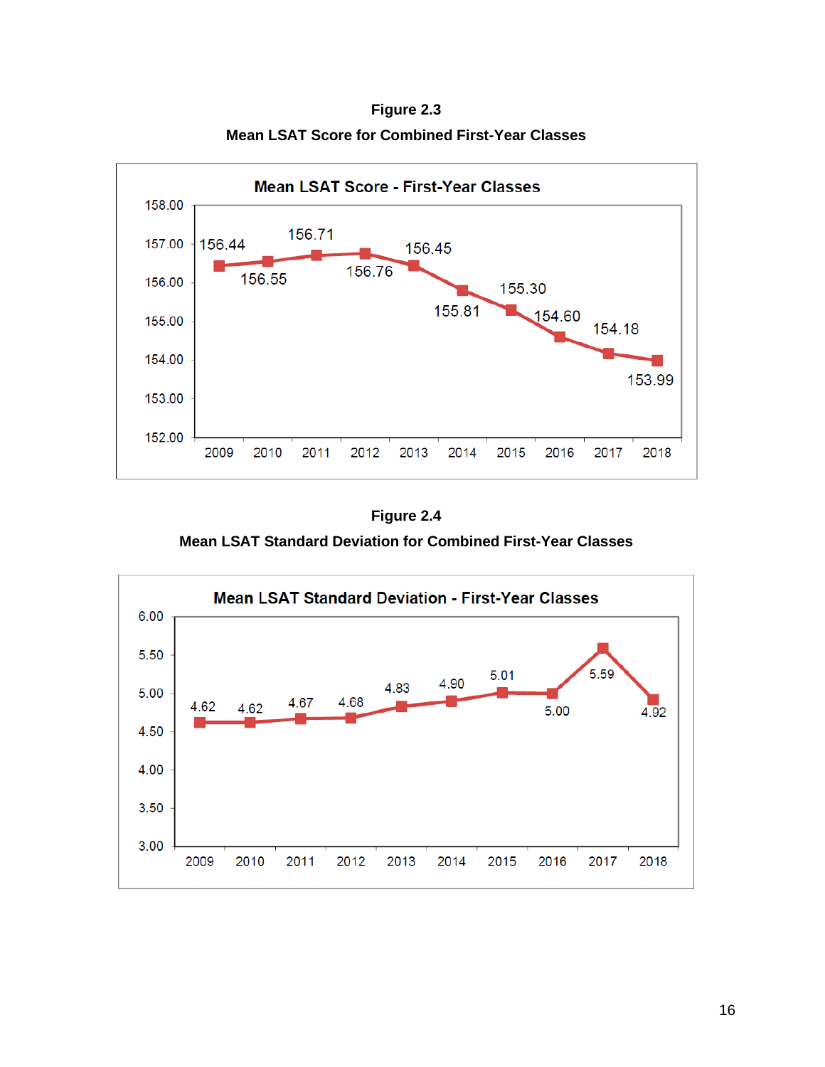**Figure 2.3**

**Mean LSAT Score for Combined First-Year Classes**

**Mean LSAT Score - First-Year Classes**

| Year | Mean LSAT Score |
|---|---|
| 2009 | 156.44 |
| 2010 | 156.55 |
| 2011 | 156.71 |
| 2012 | 156.76 |
| 2013 | 156.45 |
| 2014 | 155.81 |
| 2015 | 155.30 |
| 2016 | 154.60 |
| 2017 | 154.18 |
| 2018 | 153.99 |

**Figure 2.4**

**Mean LSAT Standard Deviation for Combined First-Year Classes**

**Mean LSAT Standard Deviation - First-Year Classes**

| Year | Mean LSAT Standard Deviation |
|---|---|
| 2009 | 4.62 |
| 2010 | 4.62 |
| 2011 | 4.67 |
| 2012 | 4.68 |
| 2013 | 4.83 |
| 2014 | 4.90 |
| 2015 | 5.01 |
| 2016 | 5.00 |
| 2017 | 5.59 |
| 2018 | 4.92 |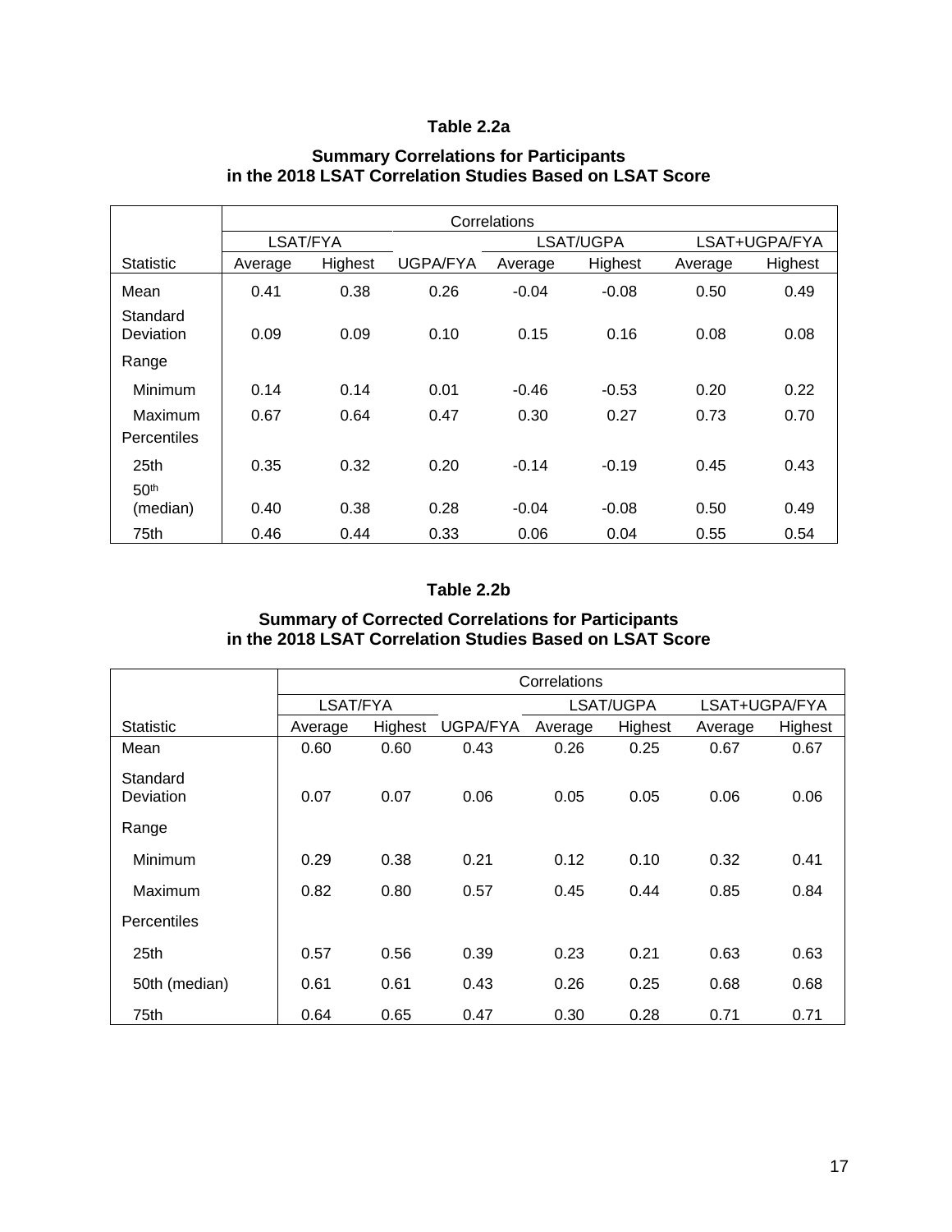**Table 2.2a**

**Summary Correlations for Participants in the 2018 LSAT Correlation Studies Based on LSAT Score**

| | Correlations | | | | | | |
|---|---|---|---|---|---|---|---|
| | LSAT/FYA | | | LSAT/UGPA | | LSAT+UGPA/FYA | |
| Statistic | Average | Highest | UGPA/FYA | Average | Highest | Average | Highest |
| Mean | 0.41 | 0.38 | 0.26 | -0.04 | -0.08 | 0.50 | 0.49 |
| Standard Deviation | 0.09 | 0.09 | 0.10 | 0.15 | 0.16 | 0.08 | 0.08 |
| Range | | | | | | | |
| Minimum | 0.14 | 0.14 | 0.01 | -0.46 | -0.53 | 0.20 | 0.22 |
| Maximum | 0.67 | 0.64 | 0.47 | 0.30 | 0.27 | 0.73 | 0.70 |
| Percentiles | | | | | | | |
| 25th | 0.35 | 0.32 | 0.20 | -0.14 | -0.19 | 0.45 | 0.43 |
| 50th (median) | 0.40 | 0.38 | 0.28 | -0.04 | -0.08 | 0.50 | 0.49 |
| 75th | 0.46 | 0.44 | 0.33 | 0.06 | 0.04 | 0.55 | 0.54 |

**Table 2.2b**

**Summary of Corrected Correlations for Participants in the 2018 LSAT Correlation Studies Based on LSAT Score**

| | Correlations | | | | | | |
|---|---|---|---|---|---|---|---|
| | LSAT/FYA | | | LSAT/UGPA | | LSAT+UGPA/FYA | |
| Statistic | Average | Highest | UGPA/FYA | Average | Highest | Average | Highest |
| Mean | 0.60 | 0.60 | 0.43 | 0.26 | 0.25 | 0.67 | 0.67 |
| Standard Deviation | 0.07 | 0.07 | 0.06 | 0.05 | 0.05 | 0.06 | 0.06 |
| Range | | | | | | | |
| Minimum | 0.29 | 0.38 | 0.21 | 0.12 | 0.10 | 0.32 | 0.41 |
| Maximum | 0.82 | 0.80 | 0.57 | 0.45 | 0.44 | 0.85 | 0.84 |
| Percentiles | | | | | | | |
| 25th | 0.57 | 0.56 | 0.39 | 0.23 | 0.21 | 0.63 | 0.63 |
| 50th (median) | 0.61 | 0.61 | 0.43 | 0.26 | 0.25 | 0.68 | 0.68 |
| 75th | 0.64 | 0.65 | 0.47 | 0.30 | 0.28 | 0.71 | 0.71 |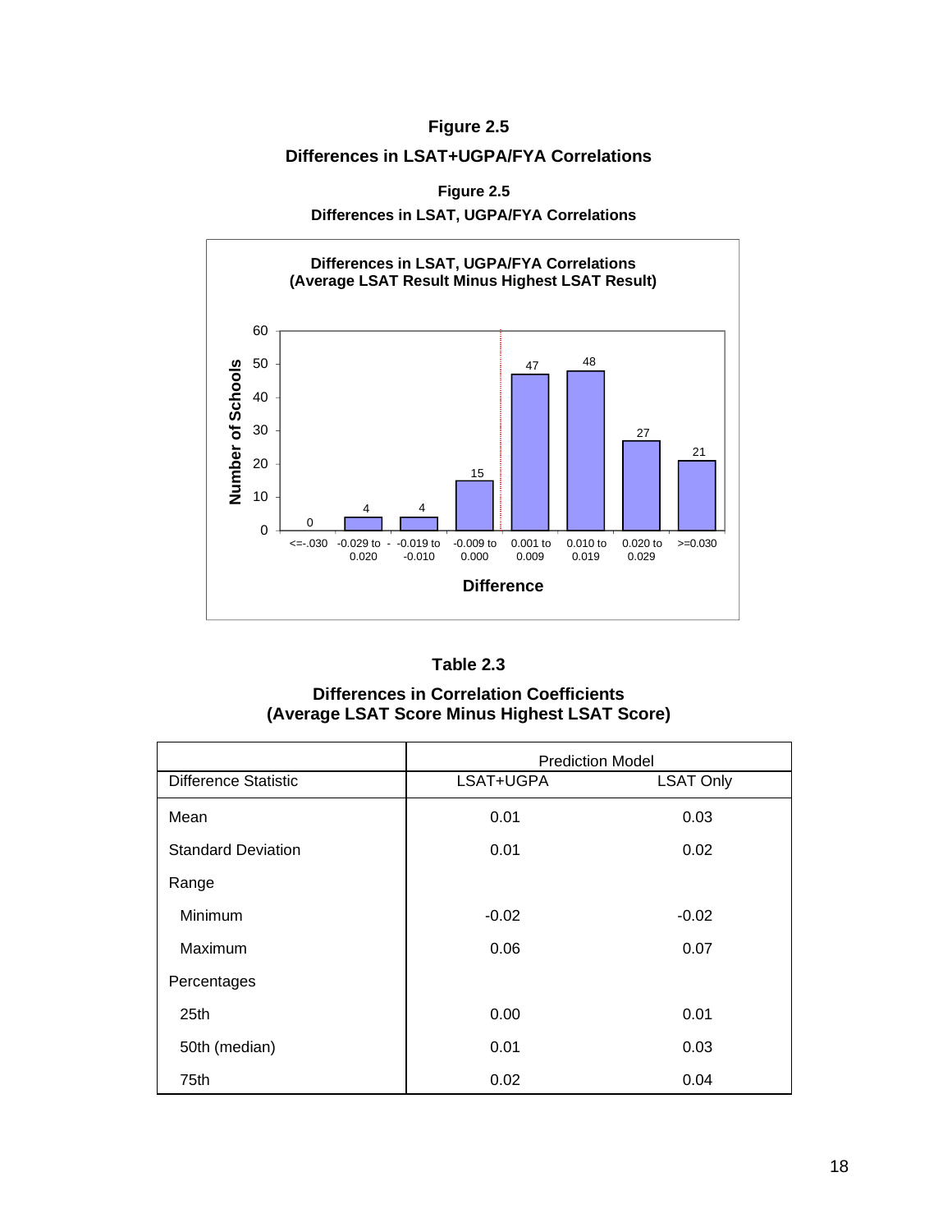**Figure 2.5**

**Differences in LSAT+UGPA/FYA Correlations**

**Figure 2.5**

**Differences in LSAT, UGPA/FYA Correlations**

**Differences in LSAT, UGPA/FYA Correlations (Average LSAT Result Minus Highest LSAT Result)**

| Difference | Number of Schools |
|---|---|
| <=-.030 | 0 |
| -0.029 to -0.020 | 4 |
| -0.019 to -0.010 | 4 |
| -0.009 to 0.000 | 15 |
| 0.001 to 0.009 | 47 |
| 0.010 to 0.019 | 48 |
| 0.020 to 0.029 | 27 |
| >=0.030 | 21 |

## Table 2.3

**Differences in Correlation Coefficients (Average LSAT Score Minus Highest LSAT Score)**

| | Prediction Model | |
|---|---|---|
| Difference Statistic | LSAT+UGPA | LSAT Only |
| Mean | 0.01 | 0.03 |
| Standard Deviation | 0.01 | 0.02 |
| Range | | |
| Minimum | -0.02 | -0.02 |
| Maximum | 0.06 | 0.07 |
| Percentages | | |
| 25th | 0.00 | 0.01 |
| 50th (median) | 0.01 | 0.03 |
| 75th | 0.02 | 0.04 |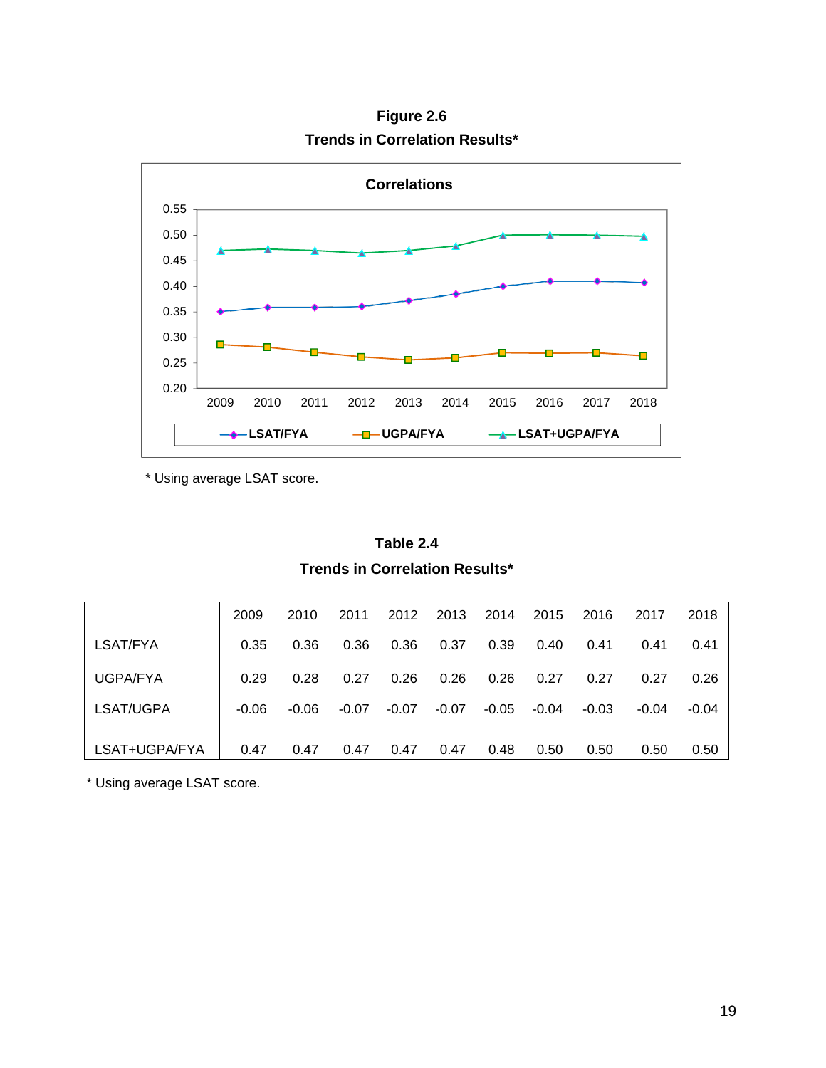**Figure 2.6**

**Trends in Correlation Results***

* Using average LSAT score.

**Table 2.4**

**Trends in Correlation Results***

| | 2009 | 2010 | 2011 | 2012 | 2013 | 2014 | 2015 | 2016 | 2017 | 2018 |
|---|---|---|---|---|---|---|---|---|---|---|
| LSAT/FYA | 0.35 | 0.36 | 0.36 | 0.36 | 0.37 | 0.39 | 0.40 | 0.41 | 0.41 | 0.41 |
| UGPA/FYA | 0.29 | 0.28 | 0.27 | 0.26 | 0.26 | 0.26 | 0.27 | 0.27 | 0.27 | 0.26 |
| LSAT/UGPA | -0.06 | -0.06 | -0.07 | -0.07 | -0.07 | -0.05 | -0.04 | -0.03 | -0.04 | -0.04 |
| LSAT+UGPA/FYA | 0.47 | 0.47 | 0.47 | 0.47 | 0.47 | 0.48 | 0.50 | 0.50 | 0.50 | 0.50 |

* Using average LSAT score.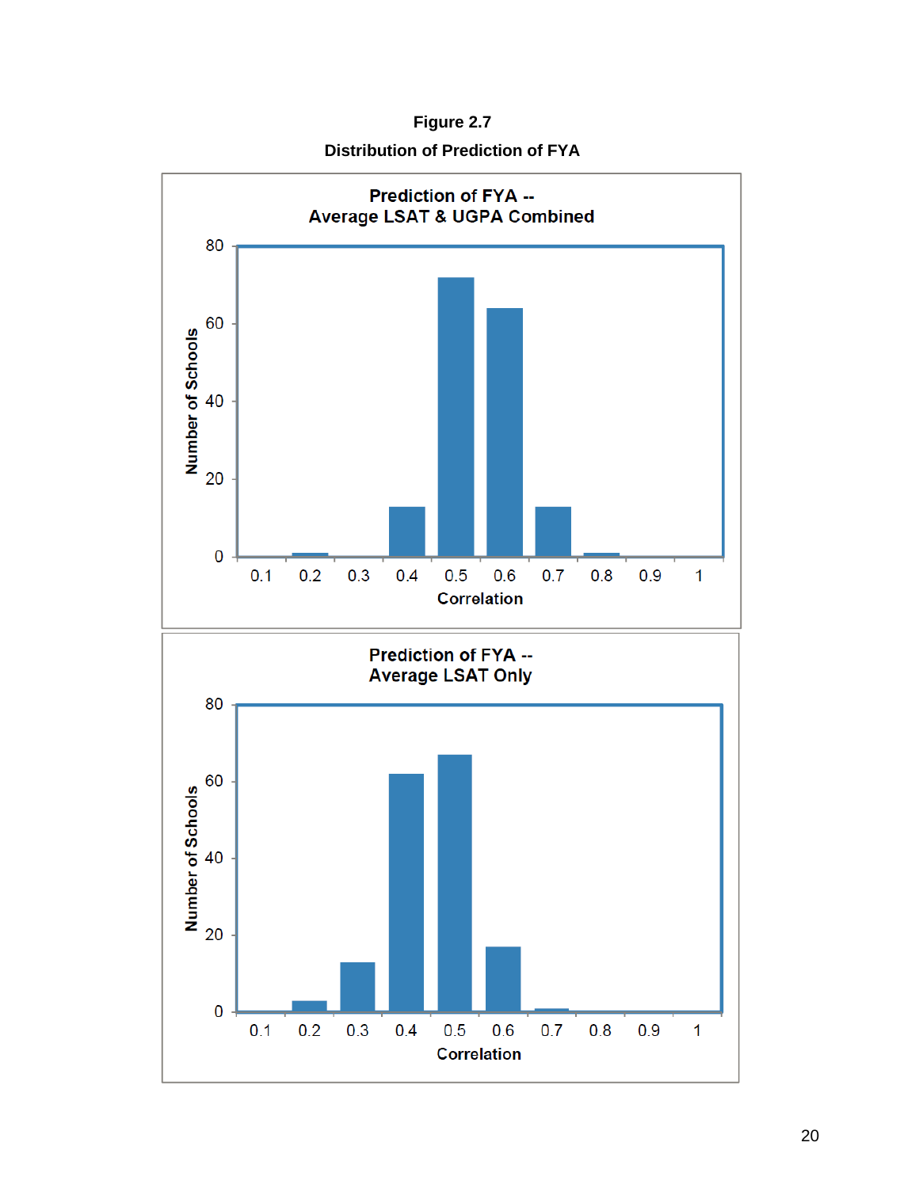**Figure 2.7**

**Distribution of Prediction of FYA**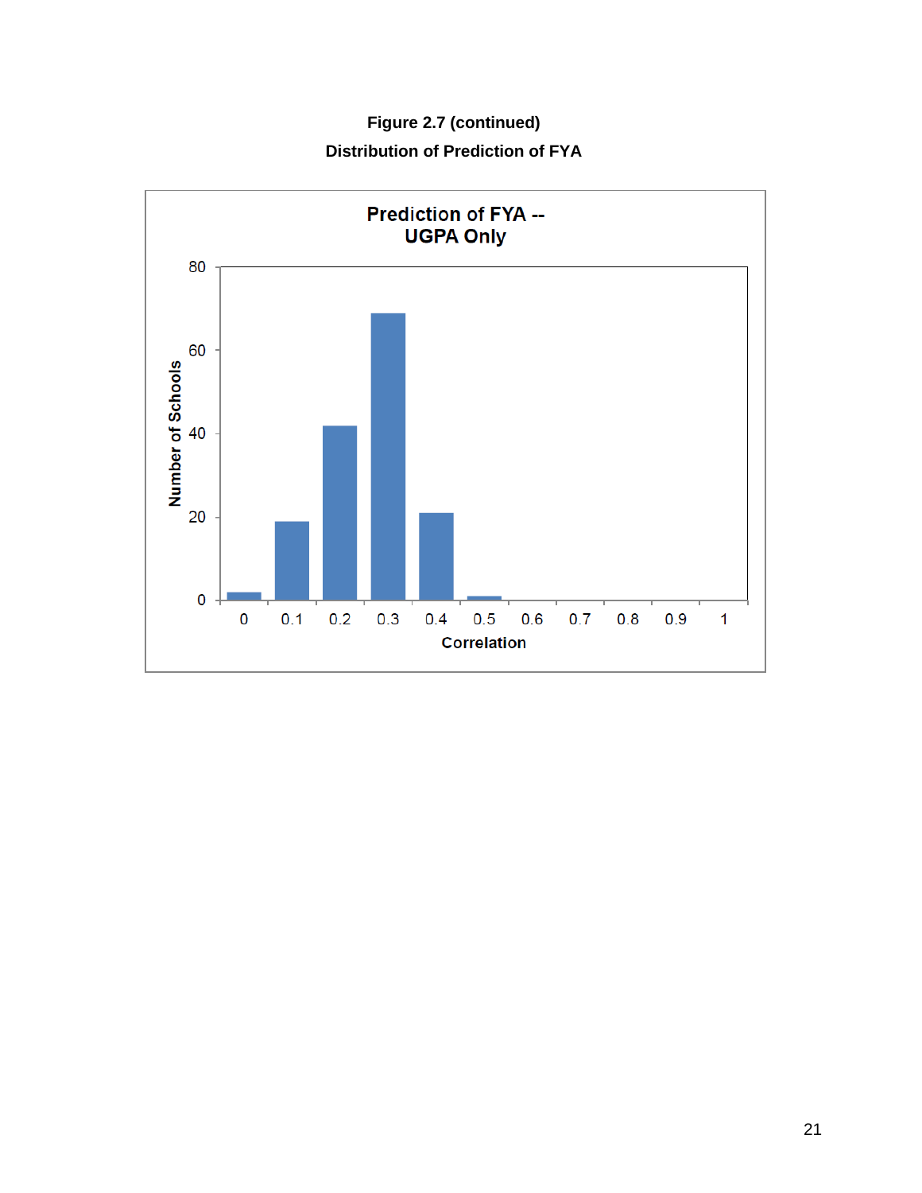**Figure 2.7 (continued)**

**Distribution of Prediction of FYA**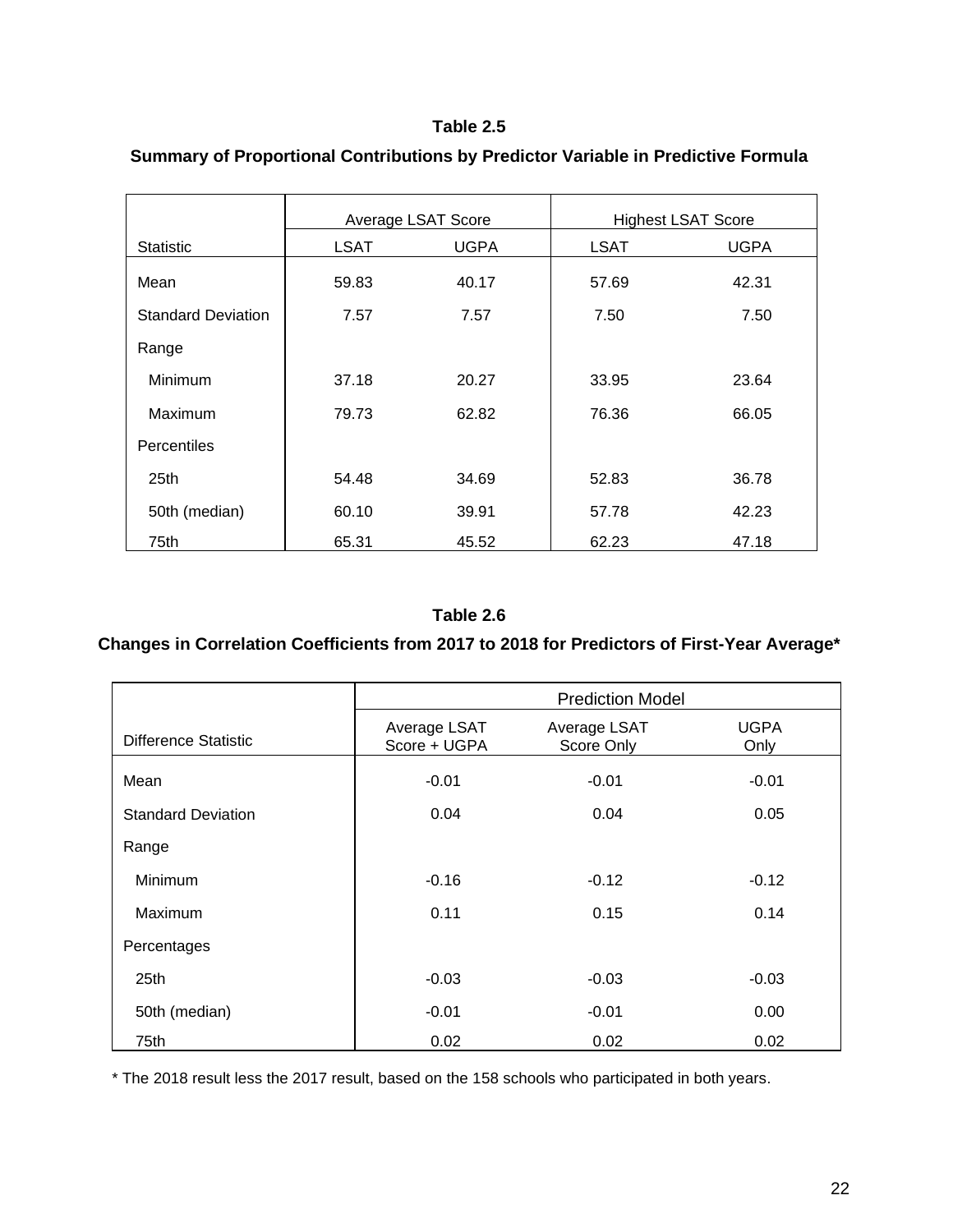**Table 2.5**

**Summary of Proportional Contributions by Predictor Variable in Predictive Formula**

| | Average LSAT Score | | Highest LSAT Score | |
|---|---|---|---|---|
| Statistic | LSAT | UGPA | LSAT | UGPA |
| Mean | 59.83 | 40.17 | 57.69 | 42.31 |
| Standard Deviation | 7.57 | 7.57 | 7.50 | 7.50 |
| Range | | | | |
| Minimum | 37.18 | 20.27 | 33.95 | 23.64 |
| Maximum | 79.73 | 62.82 | 76.36 | 66.05 |
| Percentiles | | | | |
| 25th | 54.48 | 34.69 | 52.83 | 36.78 |
| 50th (median) | 60.10 | 39.91 | 57.78 | 42.23 |
| 75th | 65.31 | 45.52 | 62.23 | 47.18 |

**Table 2.6**

**Changes in Correlation Coefficients from 2017 to 2018 for Predictors of First-Year Average***

| | Prediction Model | | |
|---|---|---|---|
| Difference Statistic | Average LSAT Score + UGPA | Average LSAT Score Only | UGPA Only |
| Mean | -0.01 | -0.01 | -0.01 |
| Standard Deviation | 0.04 | 0.04 | 0.05 |
| Range | | | |
| Minimum | -0.16 | -0.12 | -0.12 |
| Maximum | 0.11 | 0.15 | 0.14 |
| Percentages | | | |
| 25th | -0.03 | -0.03 | -0.03 |
| 50th (median) | -0.01 | -0.01 | 0.00 |
| 75th | 0.02 | 0.02 | 0.02 |

* The 2018 result less the 2017 result, based on the 158 schools who participated in both years.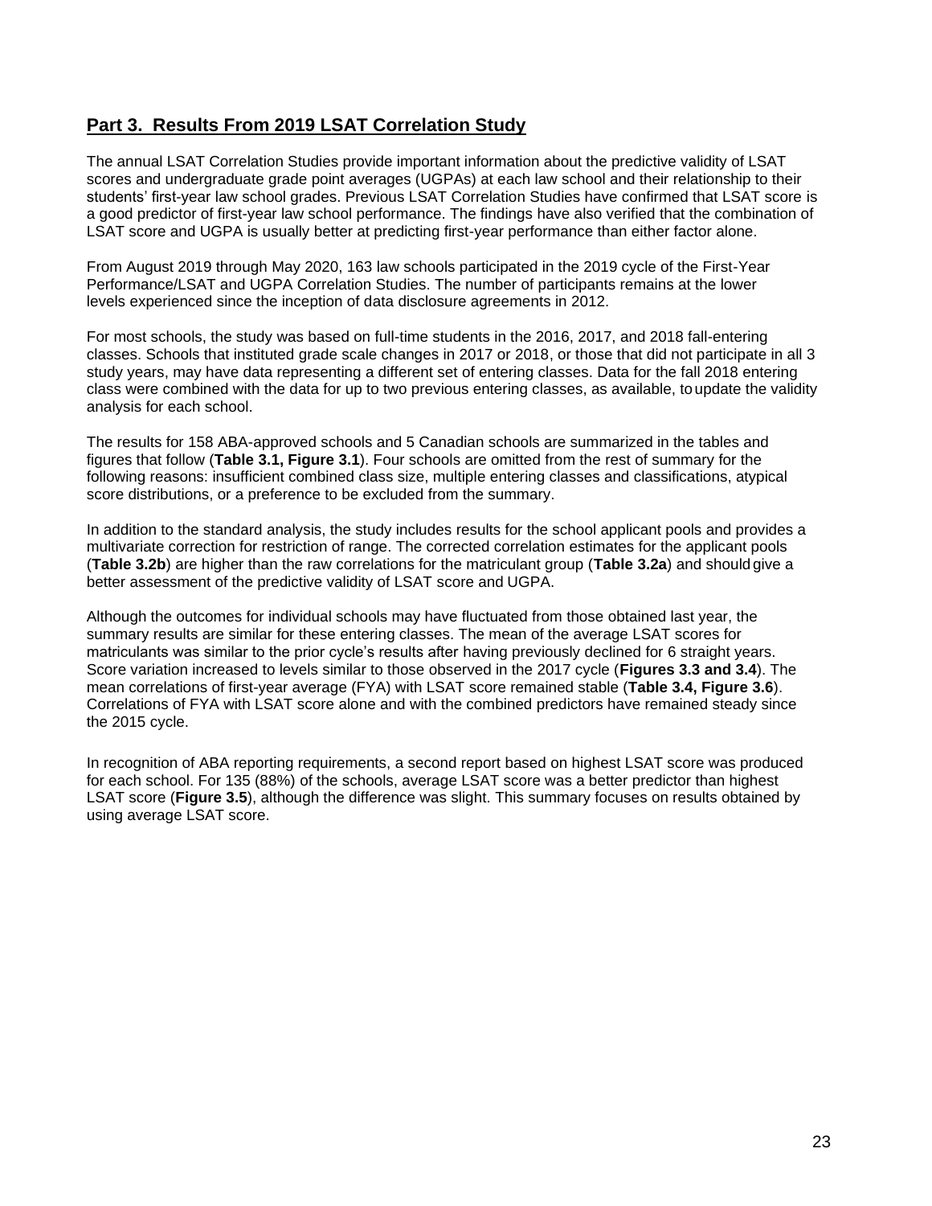## Part 3. Results From 2019 LSAT Correlation Study

The annual LSAT Correlation Studies provide important information about the predictive validity of LSAT scores and undergraduate grade point averages (UGPAs) at each law school and their relationship to their students' first-year law school grades. Previous LSAT Correlation Studies have confirmed that LSAT score is a good predictor of first-year law school performance. The findings have also verified that the combination of LSAT score and UGPA is usually better at predicting first-year performance than either factor alone.

From August 2019 through May 2020, 163 law schools participated in the 2019 cycle of the First-Year Performance/LSAT and UGPA Correlation Studies. The number of participants remains at the lower levels experienced since the inception of data disclosure agreements in 2012.

For most schools, the study was based on full-time students in the 2016, 2017, and 2018 fall-entering classes. Schools that instituted grade scale changes in 2017 or 2018, or those that did not participate in all 3 study years, may have data representing a different set of entering classes. Data for the fall 2018 entering class were combined with the data for up to two previous entering classes, as available, to update the validity analysis for each school.

The results for 158 ABA-approved schools and 5 Canadian schools are summarized in the tables and figures that follow (**Table 3.1, Figure 3.1**). Four schools are omitted from the rest of summary for the following reasons: insufficient combined class size, multiple entering classes and classifications, atypical score distributions, or a preference to be excluded from the summary.

In addition to the standard analysis, the study includes results for the school applicant pools and provides a multivariate correction for restriction of range. The corrected correlation estimates for the applicant pools (**Table 3.2b**) are higher than the raw correlations for the matriculant group (**Table 3.2a**) and should give a better assessment of the predictive validity of LSAT score and UGPA.

Although the outcomes for individual schools may have fluctuated from those obtained last year, the summary results are similar for these entering classes. The mean of the average LSAT scores for matriculants was similar to the prior cycle's results after having previously declined for 6 straight years. Score variation increased to levels similar to those observed in the 2017 cycle (**Figures 3.3 and 3.4**). The mean correlations of first-year average (FYA) with LSAT score remained stable (**Table 3.4, Figure 3.6**). Correlations of FYA with LSAT score alone and with the combined predictors have remained steady since the 2015 cycle.

In recognition of ABA reporting requirements, a second report based on highest LSAT score was produced for each school. For 135 (88%) of the schools, average LSAT score was a better predictor than highest LSAT score (**Figure 3.5**), although the difference was slight. This summary focuses on results obtained by using average LSAT score.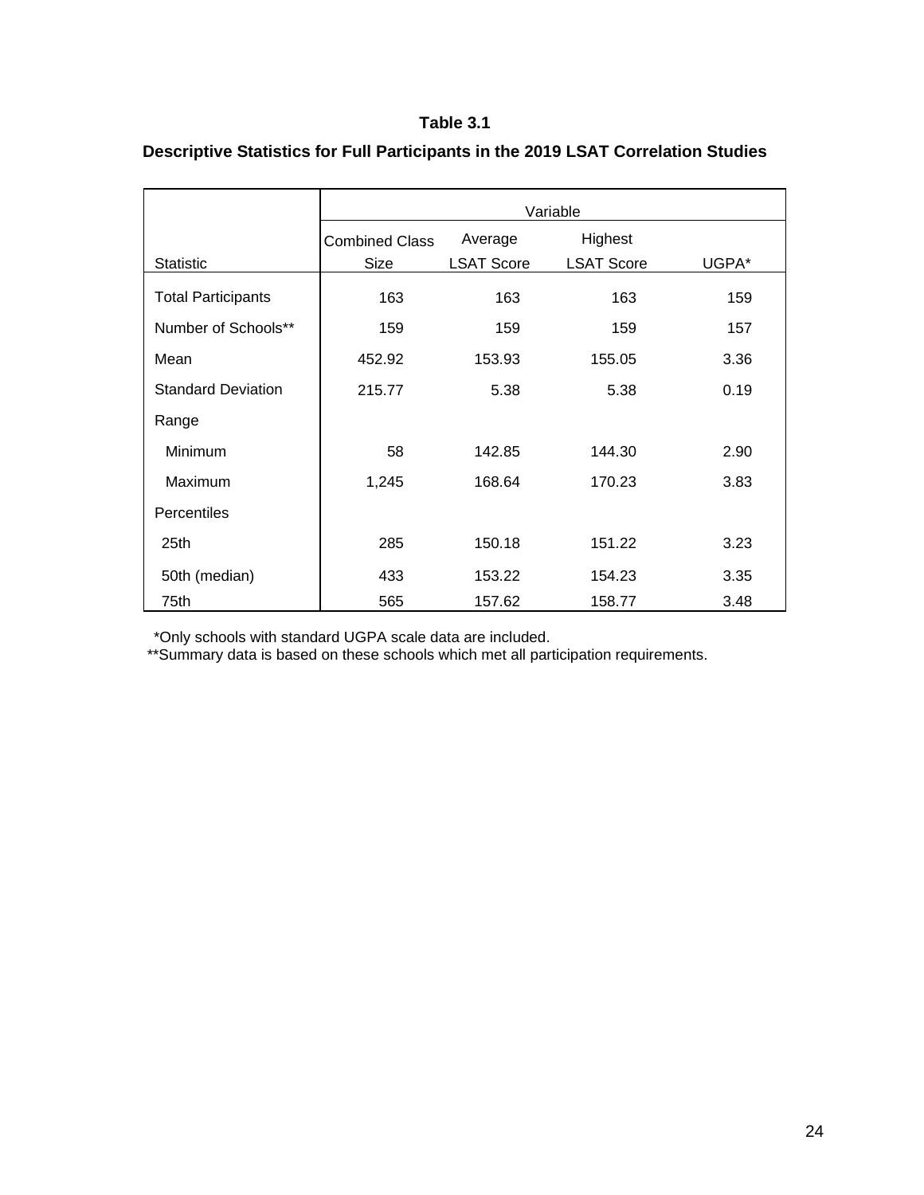**Table 3.1**

**Descriptive Statistics for Full Participants in the 2019 LSAT Correlation Studies**

| | Variable | | | |
|---|---|---|---|---|
| Statistic | Combined Class Size | Average LSAT Score | Highest LSAT Score | UGPA* |
| Total Participants | 163 | 163 | 163 | 159 |
| Number of Schools** | 159 | 159 | 159 | 157 |
| Mean | 452.92 | 153.93 | 155.05 | 3.36 |
| Standard Deviation | 215.77 | 5.38 | 5.38 | 0.19 |
| Range | | | | |
| Minimum | 58 | 142.85 | 144.30 | 2.90 |
| Maximum | 1,245 | 168.64 | 170.23 | 3.83 |
| Percentiles | | | | |
| 25th | 285 | 150.18 | 151.22 | 3.23 |
| 50th (median) | 433 | 153.22 | 154.23 | 3.35 |
| 75th | 565 | 157.62 | 158.77 | 3.48 |

*Only schools with standard UGPA scale data are included.

**Summary data is based on these schools which met all participation requirements.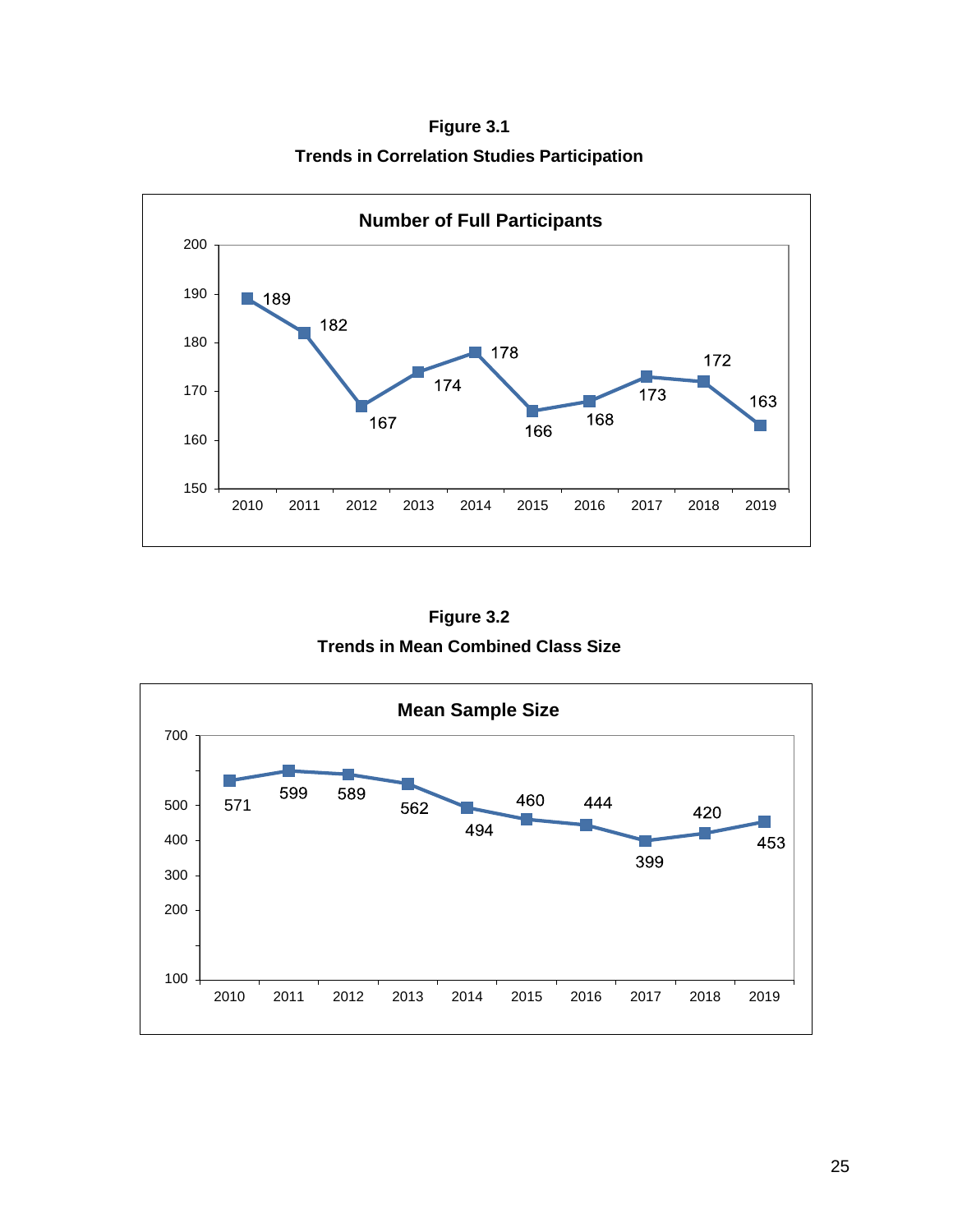**Figure 3.1**

**Trends in Correlation Studies Participation**

**Number of Full Participants**

| Year | 2010 | 2011 | 2012 | 2013 | 2014 | 2015 | 2016 | 2017 | 2018 | 2019 |
|---|---|---|---|---|---|---|---|---|---|---|
| Participants | 189 | 182 | 167 | 174 | 178 | 166 | 168 | 173 | 172 | 163 |

**Figure 3.2**

**Trends in Mean Combined Class Size**

**Mean Sample Size**

| Year | 2010 | 2011 | 2012 | 2013 | 2014 | 2015 | 2016 | 2017 | 2018 | 2019 |
|---|---|---|---|---|---|---|---|---|---|---|
| Mean Sample Size | 571 | 599 | 589 | 562 | 494 | 460 | 444 | 399 | 420 | 453 |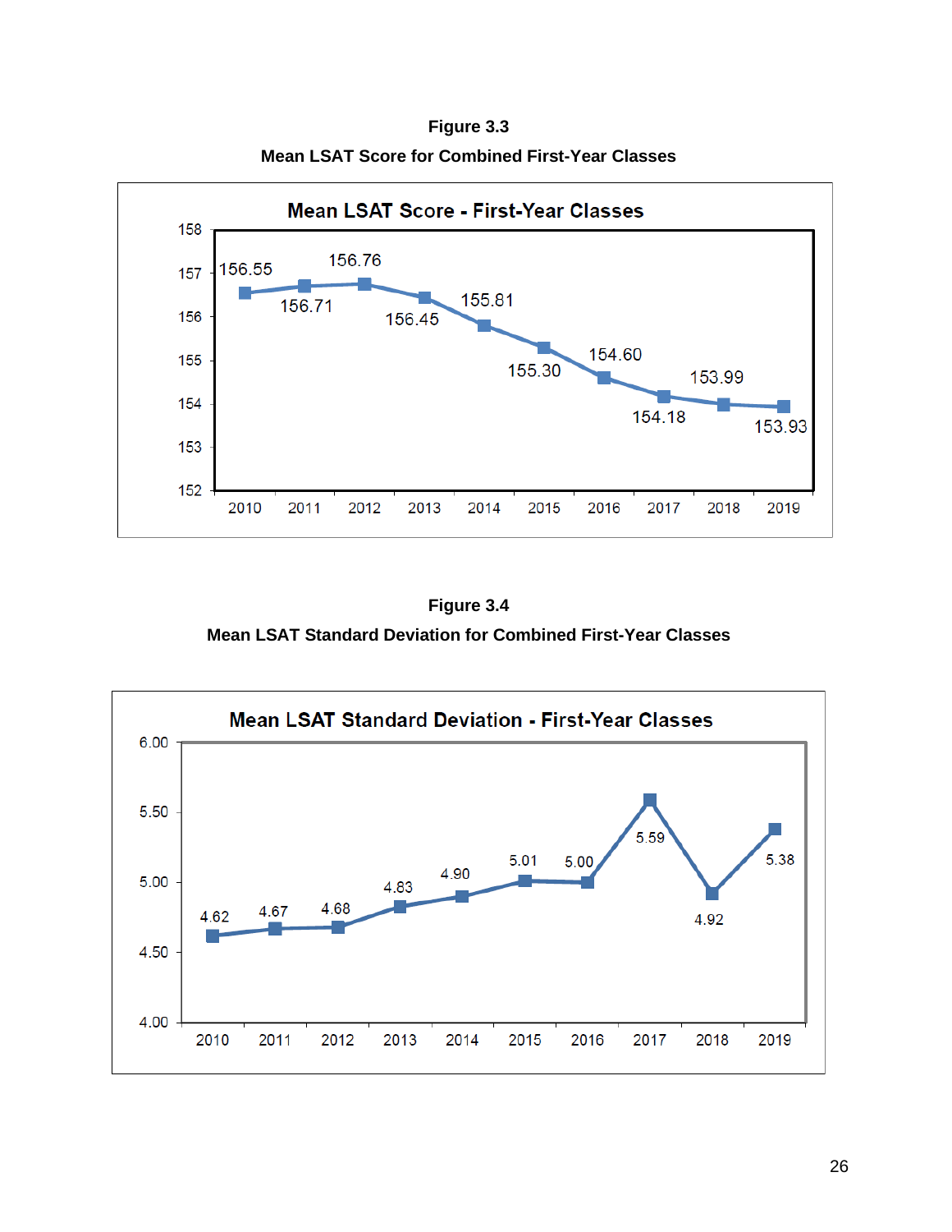**Figure 3.3**

**Mean LSAT Score for Combined First-Year Classes**

| Year | Mean LSAT Score |
|---|---|
| 2010 | 156.55 |
| 2011 | 156.71 |
| 2012 | 156.76 |
| 2013 | 156.45 |
| 2014 | 155.81 |
| 2015 | 155.30 |
| 2016 | 154.60 |
| 2017 | 154.18 |
| 2018 | 153.99 |
| 2019 | 153.93 |

**Figure 3.4**

**Mean LSAT Standard Deviation for Combined First-Year Classes**

| Year | Mean LSAT Standard Deviation |
|---|---|
| 2010 | 4.62 |
| 2011 | 4.67 |
| 2012 | 4.68 |
| 2013 | 4.83 |
| 2014 | 4.90 |
| 2015 | 5.01 |
| 2016 | 5.00 |
| 2017 | 5.59 |
| 2018 | 4.92 |
| 2019 | 5.38 |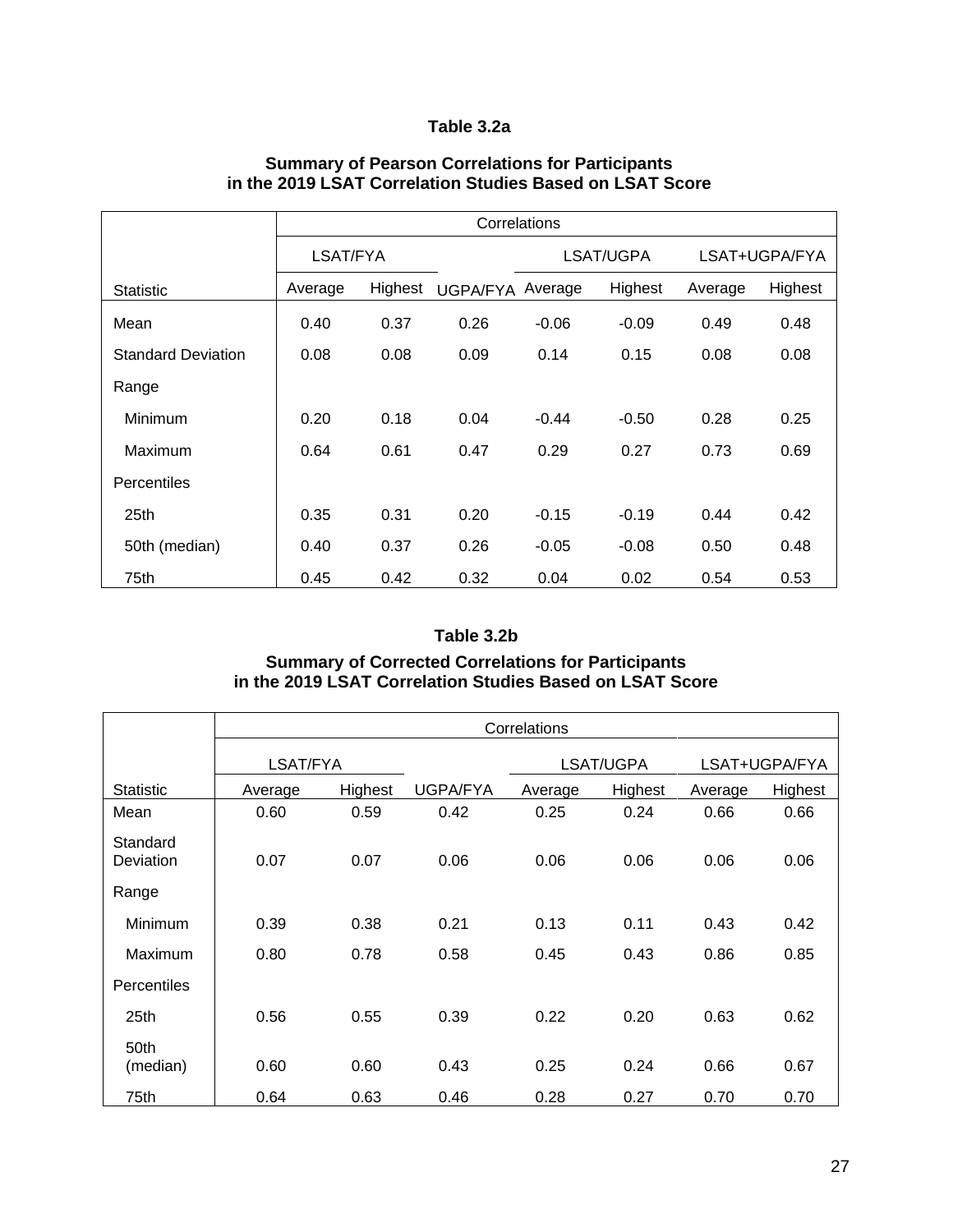**Table 3.2a**

**Summary of Pearson Correlations for Participants in the 2019 LSAT Correlation Studies Based on LSAT Score**

| | Correlations | | | | | | |
|---|---|---|---|---|---|---|---|
| | LSAT/FYA | | | LSAT/UGPA | | LSAT+UGPA/FYA | |
| Statistic | Average | Highest | UGPA/FYA | Average | Highest | Average | Highest |
| Mean | 0.40 | 0.37 | 0.26 | -0.06 | -0.09 | 0.49 | 0.48 |
| Standard Deviation | 0.08 | 0.08 | 0.09 | 0.14 | 0.15 | 0.08 | 0.08 |
| Range | | | | | | | |
| Minimum | 0.20 | 0.18 | 0.04 | -0.44 | -0.50 | 0.28 | 0.25 |
| Maximum | 0.64 | 0.61 | 0.47 | 0.29 | 0.27 | 0.73 | 0.69 |
| Percentiles | | | | | | | |
| 25th | 0.35 | 0.31 | 0.20 | -0.15 | -0.19 | 0.44 | 0.42 |
| 50th (median) | 0.40 | 0.37 | 0.26 | -0.05 | -0.08 | 0.50 | 0.48 |
| 75th | 0.45 | 0.42 | 0.32 | 0.04 | 0.02 | 0.54 | 0.53 |

**Table 3.2b**

**Summary of Corrected Correlations for Participants in the 2019 LSAT Correlation Studies Based on LSAT Score**

| | Correlations | | | | | | |
|---|---|---|---|---|---|---|---|
| | LSAT/FYA | | | LSAT/UGPA | | LSAT+UGPA/FYA | |
| Statistic | Average | Highest | UGPA/FYA | Average | Highest | Average | Highest |
| Mean | 0.60 | 0.59 | 0.42 | 0.25 | 0.24 | 0.66 | 0.66 |
| Standard Deviation | 0.07 | 0.07 | 0.06 | 0.06 | 0.06 | 0.06 | 0.06 |
| Range | | | | | | | |
| Minimum | 0.39 | 0.38 | 0.21 | 0.13 | 0.11 | 0.43 | 0.42 |
| Maximum | 0.80 | 0.78 | 0.58 | 0.45 | 0.43 | 0.86 | 0.85 |
| Percentiles | | | | | | | |
| 25th | 0.56 | 0.55 | 0.39 | 0.22 | 0.20 | 0.63 | 0.62 |
| 50th (median) | 0.60 | 0.60 | 0.43 | 0.25 | 0.24 | 0.66 | 0.67 |
| 75th | 0.64 | 0.63 | 0.46 | 0.28 | 0.27 | 0.70 | 0.70 |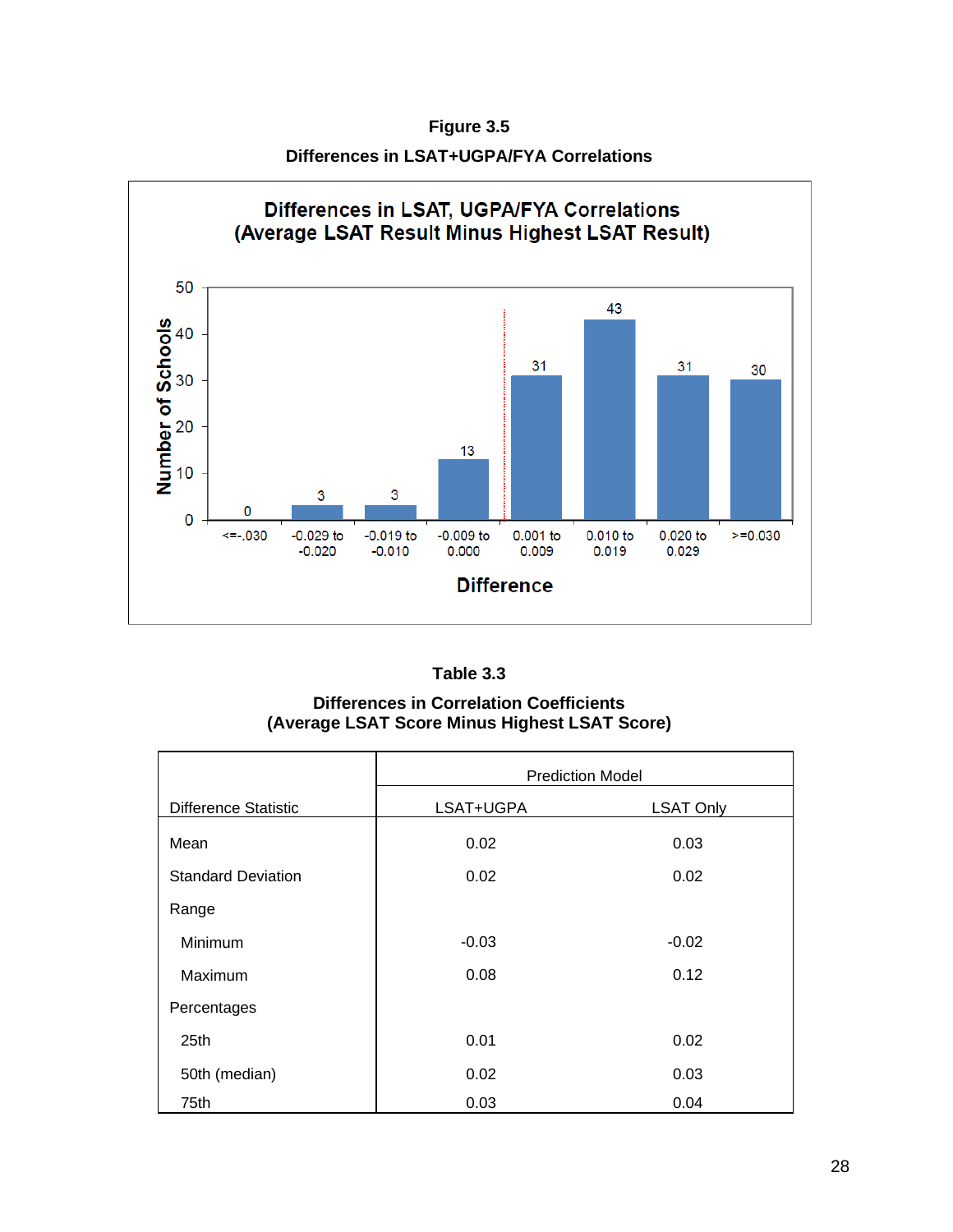**Figure 3.5**

**Differences in LSAT+UGPA/FYA Correlations**

**Table 3.3**

**Differences in Correlation Coefficients**
**(Average LSAT Score Minus Highest LSAT Score)**

| Difference Statistic | Prediction Model | |
|---|---|---|
| | LSAT+UGPA | LSAT Only |
| Mean | 0.02 | 0.03 |
| Standard Deviation | 0.02 | 0.02 |
| Range | | |
| Minimum | -0.03 | -0.02 |
| Maximum | 0.08 | 0.12 |
| Percentages | | |
| 25th | 0.01 | 0.02 |
| 50th (median) | 0.02 | 0.03 |
| 75th | 0.03 | 0.04 |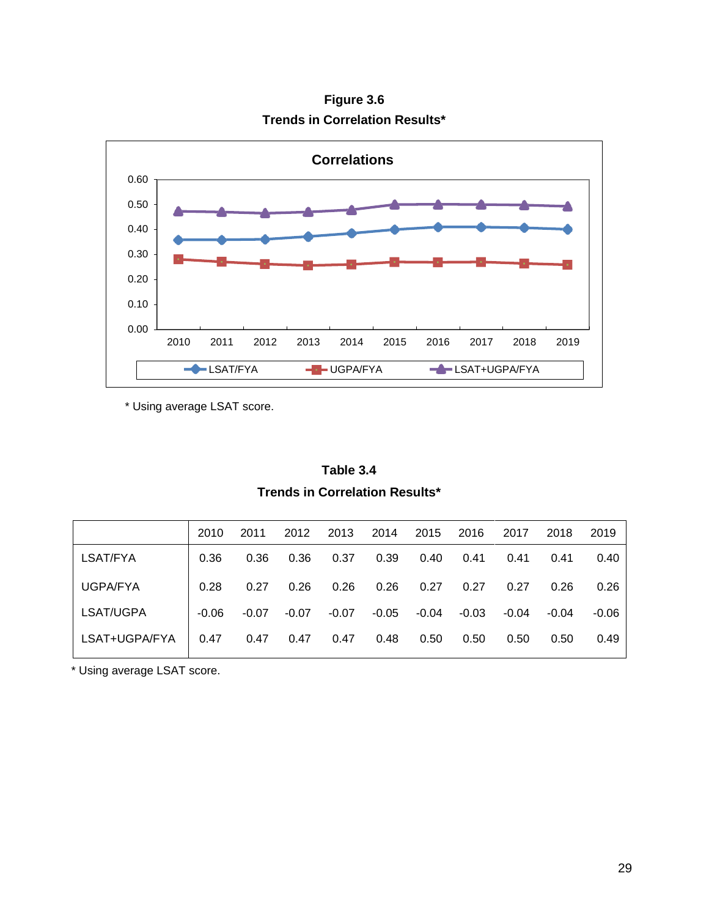**Figure 3.6**

**Trends in Correlation Results***

* Using average LSAT score.

**Table 3.4**

**Trends in Correlation Results***

| | 2010 | 2011 | 2012 | 2013 | 2014 | 2015 | 2016 | 2017 | 2018 | 2019 |
|---|---|---|---|---|---|---|---|---|---|---|
| LSAT/FYA | 0.36 | 0.36 | 0.36 | 0.37 | 0.39 | 0.40 | 0.41 | 0.41 | 0.41 | 0.40 |
| UGPA/FYA | 0.28 | 0.27 | 0.26 | 0.26 | 0.26 | 0.27 | 0.27 | 0.27 | 0.26 | 0.26 |
| LSAT/UGPA | -0.06 | -0.07 | -0.07 | -0.07 | -0.05 | -0.04 | -0.03 | -0.04 | -0.04 | -0.06 |
| LSAT+UGPA/FYA | 0.47 | 0.47 | 0.47 | 0.47 | 0.48 | 0.50 | 0.50 | 0.50 | 0.50 | 0.49 |

* Using average LSAT score.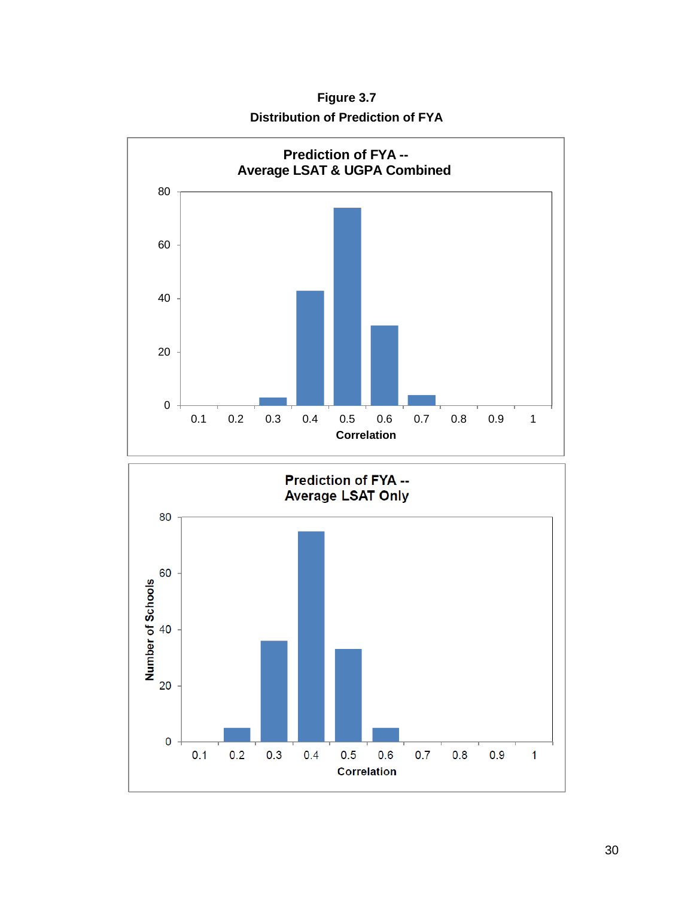**Figure 3.7**

**Distribution of Prediction of FYA**

**Prediction of FYA -- Average LSAT & UGPA Combined**

**Prediction of FYA -- Average LSAT Only**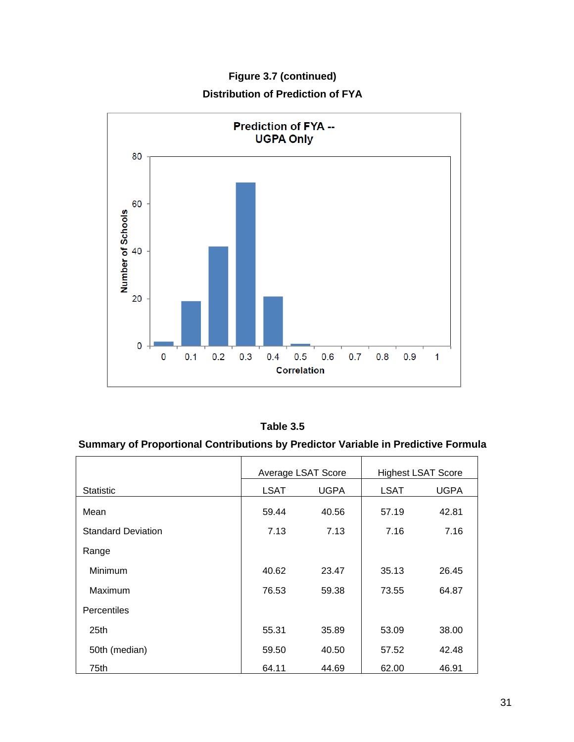**Figure 3.7 (continued)**

**Distribution of Prediction of FYA**

**Table 3.5**

**Summary of Proportional Contributions by Predictor Variable in Predictive Formula**

| Statistic | Average LSAT Score | | Highest LSAT Score | |
|---|---|---|---|---|
| | LSAT | UGPA | LSAT | UGPA |
| Mean | 59.44 | 40.56 | 57.19 | 42.81 |
| Standard Deviation | 7.13 | 7.13 | 7.16 | 7.16 |
| Range | | | | |
| Minimum | 40.62 | 23.47 | 35.13 | 26.45 |
| Maximum | 76.53 | 59.38 | 73.55 | 64.87 |
| Percentiles | | | | |
| 25th | 55.31 | 35.89 | 53.09 | 38.00 |
| 50th (median) | 59.50 | 40.50 | 57.52 | 42.48 |
| 75th | 64.11 | 44.69 | 62.00 | 46.91 |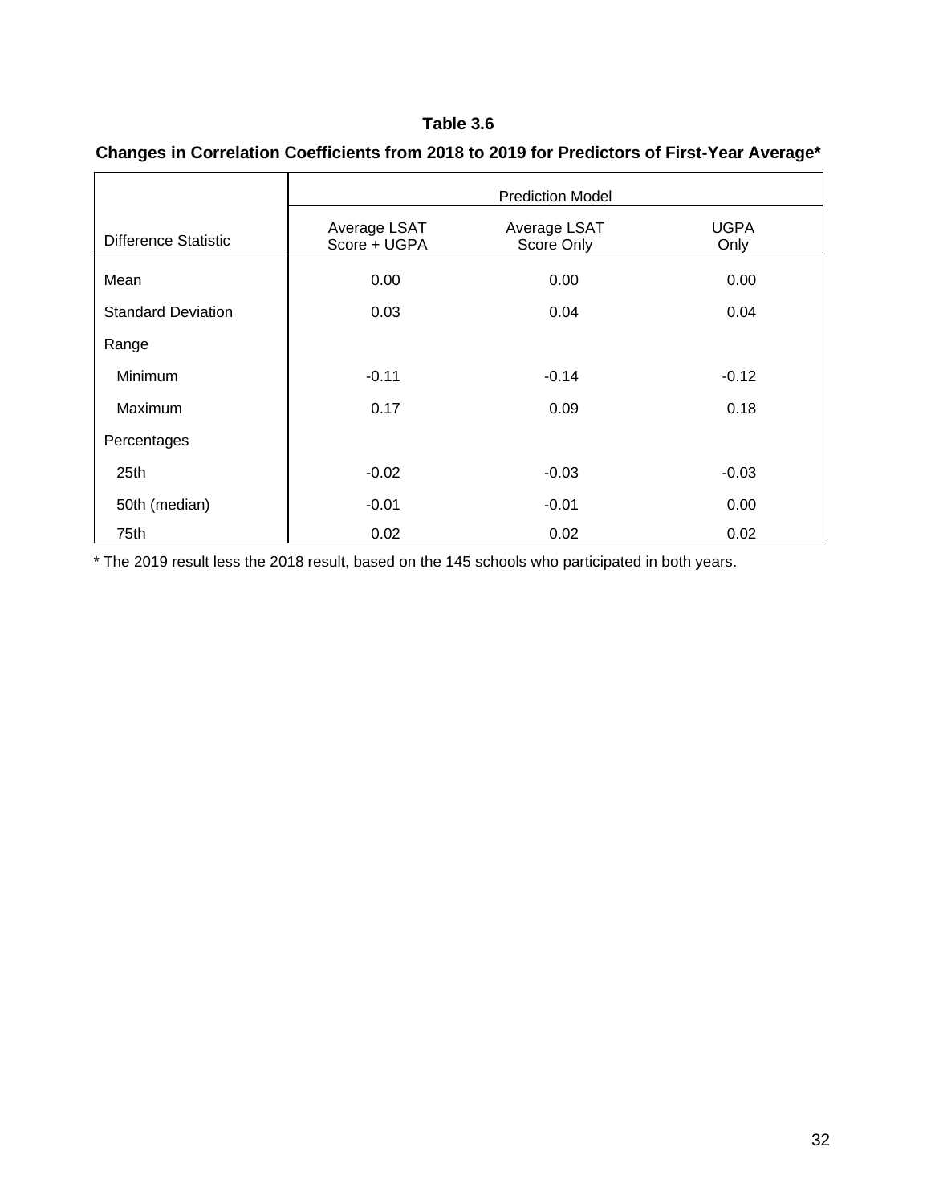**Table 3.6**

**Changes in Correlation Coefficients from 2018 to 2019 for Predictors of First-Year Average***

| | Prediction Model | | |
|---|---|---|---|
| Difference Statistic | Average LSAT Score + UGPA | Average LSAT Score Only | UGPA Only |
| Mean | 0.00 | 0.00 | 0.00 |
| Standard Deviation | 0.03 | 0.04 | 0.04 |
| Range | | | |
| Minimum | -0.11 | -0.14 | -0.12 |
| Maximum | 0.17 | 0.09 | 0.18 |
| Percentages | | | |
| 25th | -0.02 | -0.03 | -0.03 |
| 50th (median) | -0.01 | -0.01 | 0.00 |
| 75th | 0.02 | 0.02 | 0.02 |

* The 2019 result less the 2018 result, based on the 145 schools who participated in both years.